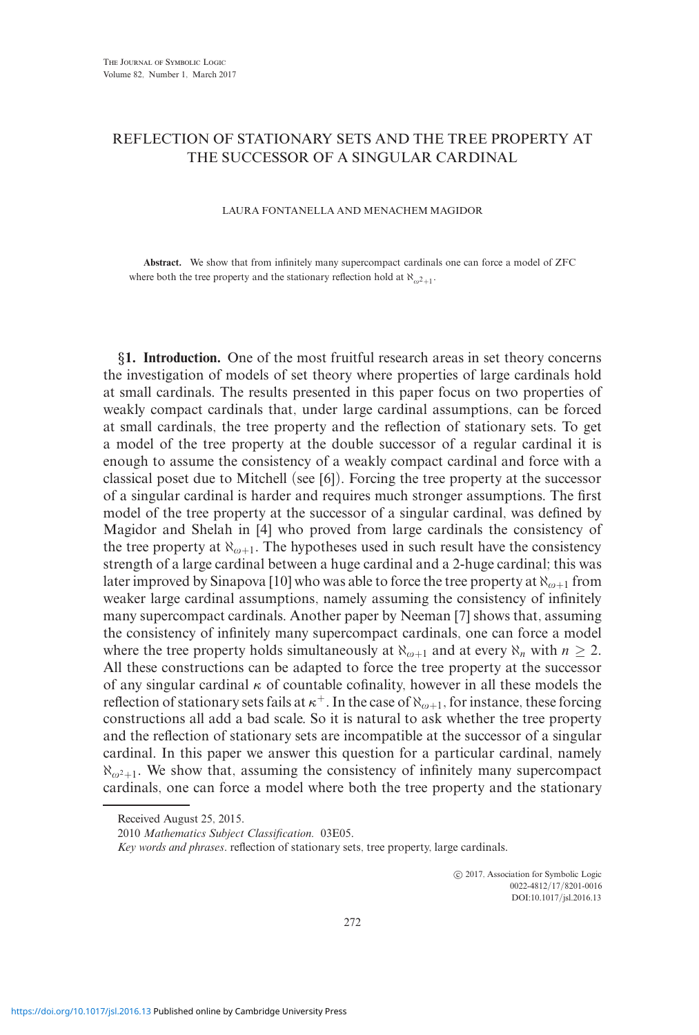# REFLECTION OF STATIONARY SETS AND THE TREE PROPERTY AT THE SUCCESSOR OF A SINGULAR CARDINAL

LAURA FONTANELLA AND MENACHEM MAGIDOR

**Abstract.** We show that from infinitely many supercompact cardinals one can force a model of ZFC where both the tree property and the stationary reflection hold at $\aleph_{\omega^2+1}$.

**§1. Introduction.** One of the most fruitful research areas in set theory concerns the investigation of models of set theory where properties of large cardinals hold at small cardinals. The results presented in this paper focus on two properties of weakly compact cardinals that, under large cardinal assumptions, can be forced at small cardinals, the tree property and the reflection of stationary sets. To get a model of the tree property at the double successor of a regular cardinal it is enough to assume the consistency of a weakly compact cardinal and force with a classical poset due to Mitchell (see [6]). Forcing the tree property at the successor of a singular cardinal is harder and requires much stronger assumptions. The first model of the tree property at the successor of a singular cardinal, was defined by Magidor and Shelah in [4] who proved from large cardinals the consistency of the tree property at $\aleph_{\omega+1}$. The hypotheses used in such result have the consistency strength of a large cardinal between a huge cardinal and a 2-huge cardinal; this was later improved by Sinapova [10] who was able to force the tree property at $\aleph_{\omega+1}$ from weaker large cardinal assumptions, namely assuming the consistency of infinitely many supercompact cardinals. Another paper by Neeman [7] shows that, assuming the consistency of infinitely many supercompact cardinals, one can force a model where the tree property holds simultaneously at $\aleph_{\omega+1}$ and at every $\aleph_n$ with $n \geq 2$. All these constructions can be adapted to force the tree property at the successor of any singular cardinal $\kappa$ of countable cofinality, however in all these models the reflection of stationary sets fails at $\kappa^+$. In the case of $\aleph_{\omega+1}$, for instance, these forcing constructions all add a bad scale. So it is natural to ask whether the tree property and the reflection of stationary sets are incompatible at the successor of a singular cardinal. In this paper we answer this question for a particular cardinal, namely $\aleph_{\omega^2+1}$. We show that, assuming the consistency of infinitely many supercompact cardinals, one can force a model where both the tree property and the stationary

---

Received August 25, 2015.

2010 *Mathematics Subject Classification.* 03E05.

*Key words and phrases*. reflection of stationary sets, tree property, large cardinals.

© 2017, Association for Symbolic Logic
0022-4812/17/8201-0016
DOI:10.1017/jsl.2016.13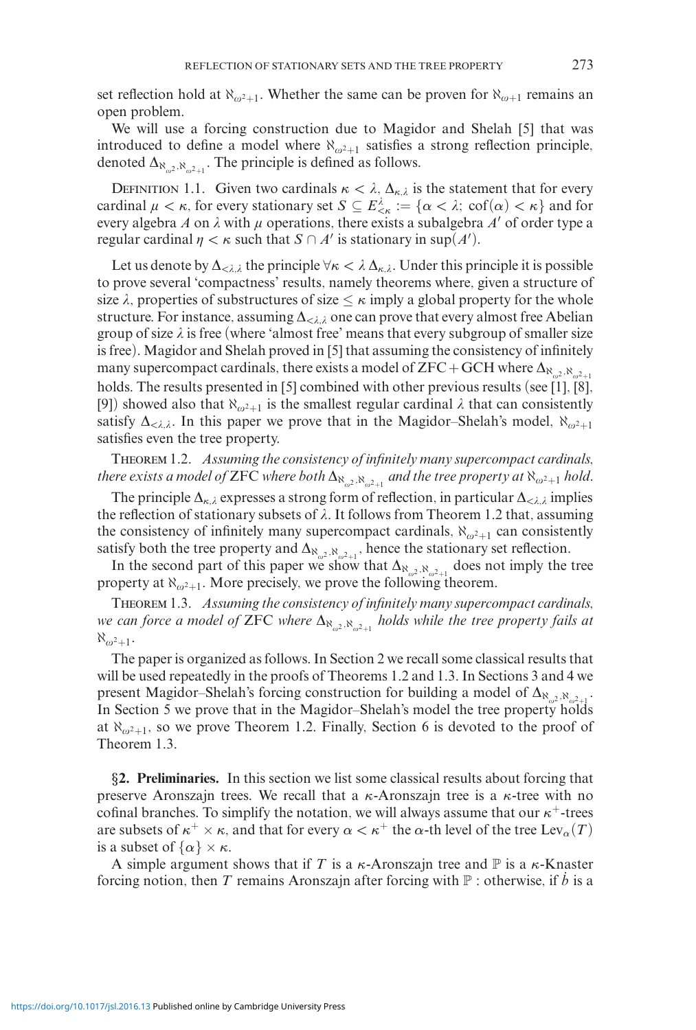set reflection hold at $\aleph_{\omega^2+1}$. Whether the same can be proven for $\aleph_{\omega+1}$ remains an open problem.

We will use a forcing construction due to Magidor and Shelah [5] that was introduced to define a model where $\aleph_{\omega^2+1}$ satisfies a strong reflection principle, denoted $\Delta_{\aleph_{\omega^2},\aleph_{\omega^2+1}}$. The principle is defined as follows.

Definition 1.1. Given two cardinals $\kappa < \lambda$, $\Delta_{\kappa,\lambda}$ is the statement that for every cardinal $\mu < \kappa$, for every stationary set $S \subseteq E^{\lambda}_{<\kappa} := \{\alpha < \lambda;\ \mathrm{cof}(\alpha) < \kappa\}$ and for every algebra $A$ on $\lambda$ with $\mu$ operations, there exists a subalgebra $A'$ of order type a regular cardinal $\eta < \kappa$ such that $S \cap A'$ is stationary in $\sup(A')$.

Let us denote by $\Delta_{<\lambda,\lambda}$ the principle $\forall\kappa < \lambda\, \Delta_{\kappa,\lambda}$. Under this principle it is possible to prove several 'compactness' results, namely theorems where, given a structure of size $\lambda$, properties of substructures of size $\leq \kappa$ imply a global property for the whole structure. For instance, assuming $\Delta_{<\lambda,\lambda}$ one can prove that every almost free Abelian group of size $\lambda$ is free (where 'almost free' means that every subgroup of smaller size is free). Magidor and Shelah proved in [5] that assuming the consistency of infinitely many supercompact cardinals, there exists a model of ZFC + GCH where $\Delta_{\aleph_{\omega^2},\aleph_{\omega^2+1}}$ holds. The results presented in [5] combined with other previous results (see [1], [8], [9]) showed also that $\aleph_{\omega^2+1}$ is the smallest regular cardinal $\lambda$ that can consistently satisfy $\Delta_{<\lambda,\lambda}$. In this paper we prove that in the Magidor–Shelah's model, $\aleph_{\omega^2+1}$ satisfies even the tree property.

Theorem 1.2. *Assuming the consistency of infinitely many supercompact cardinals, there exists a model of* ZFC *where both* $\Delta_{\aleph_{\omega^2},\aleph_{\omega^2+1}}$ *and the tree property at* $\aleph_{\omega^2+1}$ *hold.*

The principle $\Delta_{\kappa,\lambda}$ expresses a strong form of reflection, in particular $\Delta_{<\lambda,\lambda}$ implies the reflection of stationary subsets of $\lambda$. It follows from Theorem 1.2 that, assuming the consistency of infinitely many supercompact cardinals, $\aleph_{\omega^2+1}$ can consistently satisfy both the tree property and $\Delta_{\aleph_{\omega^2},\aleph_{\omega^2+1}}$, hence the stationary set reflection.

In the second part of this paper we show that $\Delta_{\aleph_{\omega^2},\aleph_{\omega^2+1}}$ does not imply the tree property at $\aleph_{\omega^2+1}$. More precisely, we prove the following theorem.

Theorem 1.3. *Assuming the consistency of infinitely many supercompact cardinals, we can force a model of* ZFC *where* $\Delta_{\aleph_{\omega^2},\aleph_{\omega^2+1}}$ *holds while the tree property fails at* $\aleph_{\omega^2+1}$.

The paper is organized as follows. In Section 2 we recall some classical results that will be used repeatedly in the proofs of Theorems 1.2 and 1.3. In Sections 3 and 4 we present Magidor–Shelah's forcing construction for building a model of $\Delta_{\aleph_{\omega^2},\aleph_{\omega^2+1}}$. In Section 5 we prove that in the Magidor–Shelah's model the tree property holds at $\aleph_{\omega^2+1}$, so we prove Theorem 1.2. Finally, Section 6 is devoted to the proof of Theorem 1.3.

## §2. Preliminaries.

In this section we list some classical results about forcing that preserve Aronszajn trees. We recall that a $\kappa$-Aronszajn tree is a $\kappa$-tree with no cofinal branches. To simplify the notation, we will always assume that our $\kappa^+$-trees are subsets of $\kappa^+ \times \kappa$, and that for every $\alpha < \kappa^+$ the $\alpha$-th level of the tree $\mathrm{Lev}_\alpha(T)$ is a subset of $\{\alpha\} \times \kappa$.

A simple argument shows that if $T$ is a $\kappa$-Aronszajn tree and $\mathbb{P}$ is a $\kappa$-Knaster forcing notion, then $T$ remains Aronszajn after forcing with $\mathbb{P}$ : otherwise, if $\dot{b}$ is a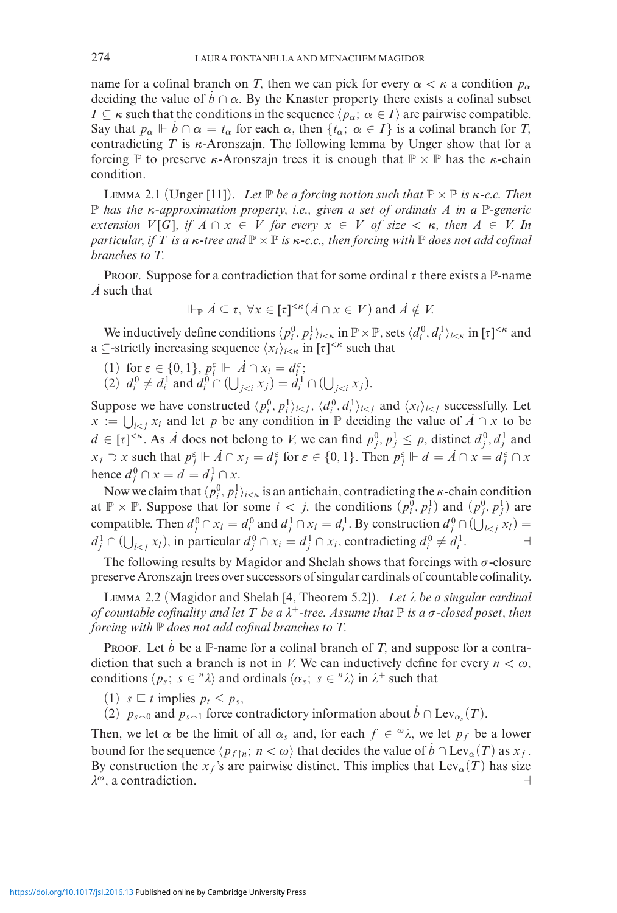name for a cofinal branch on $T$, then we can pick for every $\alpha < \kappa$ a condition $p_\alpha$ deciding the value of $\dot{b} \cap \alpha$. By the Knaster property there exists a cofinal subset $I \subseteq \kappa$ such that the conditions in the sequence $\langle p_\alpha;\ \alpha \in I\rangle$ are pairwise compatible. Say that $p_\alpha \Vdash \dot{b} \cap \alpha = t_\alpha$ for each $\alpha$, then $\{t_\alpha;\ \alpha \in I\}$ is a cofinal branch for $T$, contradicting $T$ is $\kappa$-Aronszajn. The following lemma by Unger show that for a forcing $\mathbb{P}$ to preserve $\kappa$-Aronszajn trees it is enough that $\mathbb{P} \times \mathbb{P}$ has the $\kappa$-chain condition.

Lemma 2.1 (Unger [11]). *Let $\mathbb{P}$ be a forcing notion such that $\mathbb{P} \times \mathbb{P}$ is $\kappa$-c.c. Then $\mathbb{P}$ has the $\kappa$-approximation property, i.e., given a set of ordinals $A$ in a $\mathbb{P}$-generic extension $V[G]$, if $A \cap x \in V$ for every $x \in V$ of size $< \kappa$, then $A \in V$. In particular, if $T$ is a $\kappa$-tree and $\mathbb{P} \times \mathbb{P}$ is $\kappa$-c.c., then forcing with $\mathbb{P}$ does not add cofinal branches to $T$.*

Proof. Suppose for a contradiction that for some ordinal $\tau$ there exists a $\mathbb{P}$-name $\dot{A}$ such that

$$\Vdash_{\mathbb{P}} \dot{A} \subseteq \tau,\ \forall x \in [\tau]^{<\kappa}(\dot{A} \cap x \in V) \text{ and } \dot{A} \notin V.$$

We inductively define conditions $\langle p_i^0, p_i^1\rangle_{i<\kappa}$ in $\mathbb{P} \times \mathbb{P}$, sets $\langle d_i^0, d_i^1\rangle_{i<\kappa}$ in $[\tau]^{<\kappa}$ and a $\subseteq$-strictly increasing sequence $\langle x_i\rangle_{i<\kappa}$ in $[\tau]^{<\kappa}$ such that

(1) for $\varepsilon \in \{0,1\}$, $p_i^\varepsilon \Vdash \dot{A} \cap x_i = d_i^\varepsilon$;
(2) $d_i^0 \neq d_i^1$ and $d_i^0 \cap (\bigcup_{j<i} x_j) = d_i^1 \cap (\bigcup_{j<i} x_j)$.

Suppose we have constructed $\langle p_i^0, p_i^1\rangle_{i<j}$, $\langle d_i^0, d_i^1\rangle_{i<j}$ and $\langle x_i\rangle_{i<j}$ successfully. Let $x := \bigcup_{i<j} x_i$ and let $p$ be any condition in $\mathbb{P}$ deciding the value of $\dot{A} \cap x$ to be $d \in [\tau]^{<\kappa}$. As $\dot{A}$ does not belong to $V$, we can find $p_j^0, p_j^1 \leq p$, distinct $d_j^0, d_j^1$ and $x_j \supset x$ such that $p_j^\varepsilon \Vdash \dot{A} \cap x_j = d_j^\varepsilon$ for $\varepsilon \in \{0,1\}$. Then $p_j^\varepsilon \Vdash d = \dot{A} \cap x = d_j^\varepsilon \cap x$ hence $d_j^0 \cap x = d = d_j^1 \cap x$.

Now we claim that $\langle p_i^0, p_i^1\rangle_{i<\kappa}$ is an antichain, contradicting the $\kappa$-chain condition at $\mathbb{P} \times \mathbb{P}$. Suppose that for some $i < j$, the conditions $(p_i^0, p_i^1)$ and $(p_j^0, p_j^1)$ are compatible. Then $d_j^0 \cap x_i = d_i^0$ and $d_j^1 \cap x_i = d_i^1$. By construction $d_j^0 \cap (\bigcup_{l<j} x_l) = d_j^1 \cap (\bigcup_{l<j} x_l)$, in particular $d_j^0 \cap x_i = d_j^1 \cap x_i$, contradicting $d_i^0 \neq d_i^1$. ⊣

The following results by Magidor and Shelah shows that forcings with $\sigma$-closure preserve Aronszajn trees over successors of singular cardinals of countable cofinality.

Lemma 2.2 (Magidor and Shelah [4, Theorem 5.2]). *Let $\lambda$ be a singular cardinal of countable cofinality and let $T$ be a $\lambda^+$-tree. Assume that $\mathbb{P}$ is a $\sigma$-closed poset, then forcing with $\mathbb{P}$ does not add cofinal branches to $T$.*

Proof. Let $\dot{b}$ be a $\mathbb{P}$-name for a cofinal branch of $T$, and suppose for a contradiction that such a branch is not in $V$. We can inductively define for every $n < \omega$, conditions $\langle p_s;\ s \in {}^n\lambda\rangle$ and ordinals $\langle \alpha_s;\ s \in {}^n\lambda\rangle$ in $\lambda^+$ such that

(1) $s \sqsubseteq t$ implies $p_t \leq p_s$,
(2) $p_{s^\frown 0}$ and $p_{s^\frown 1}$ force contradictory information about $\dot{b} \cap \operatorname{Lev}_{\alpha_s}(T)$.

Then, we let $\alpha$ be the limit of all $\alpha_s$ and, for each $f \in {}^\omega\lambda$, we let $p_f$ be a lower bound for the sequence $\langle p_{f\restriction n};\ n < \omega\rangle$ that decides the value of $\dot{b} \cap \operatorname{Lev}_\alpha(T)$ as $x_f$. By construction the $x_f$'s are pairwise distinct. This implies that $\operatorname{Lev}_\alpha(T)$ has size $\lambda^\omega$, a contradiction. ⊣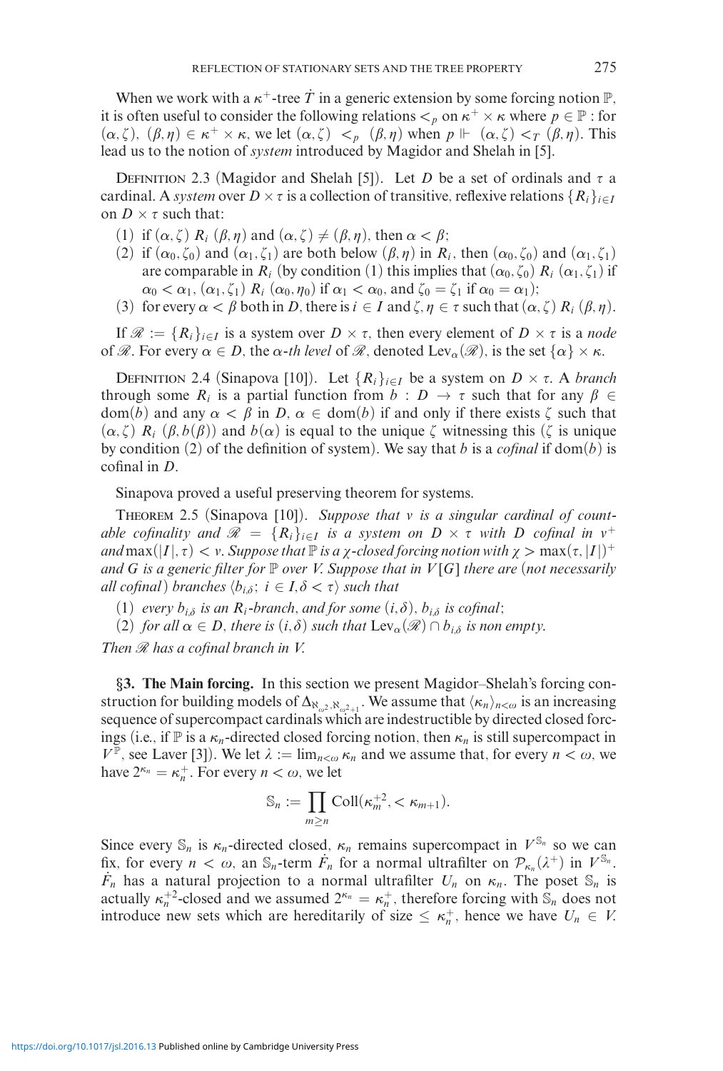When we work with a $\kappa^+$-tree $\dot{T}$ in a generic extension by some forcing notion $\mathbb{P}$, it is often useful to consider the following relations $<_p$ on $\kappa^+ \times \kappa$ where $p \in \mathbb{P}$ : for $(\alpha, \zeta)$, $(\beta, \eta) \in \kappa^+ \times \kappa$, we let $(\alpha, \zeta) <_p (\beta, \eta)$ when $p \Vdash (\alpha, \zeta) <_T (\beta, \eta)$. This lead us to the notion of *system* introduced by Magidor and Shelah in [5].

Definition 2.3 (Magidor and Shelah [5]). Let $D$ be a set of ordinals and $\tau$ a cardinal. A *system* over $D \times \tau$ is a collection of transitive, reflexive relations $\{R_i\}_{i \in I}$ on $D \times \tau$ such that:

(1) if $(\alpha, \zeta)\ R_i\ (\beta, \eta)$ and $(\alpha, \zeta) \neq (\beta, \eta)$, then $\alpha < \beta$;
(2) if $(\alpha_0, \zeta_0)$ and $(\alpha_1, \zeta_1)$ are both below $(\beta, \eta)$ in $R_i$, then $(\alpha_0, \zeta_0)$ and $(\alpha_1, \zeta_1)$ are comparable in $R_i$ (by condition (1) this implies that $(\alpha_0, \zeta_0)\ R_i\ (\alpha_1, \zeta_1)$ if $\alpha_0 < \alpha_1$, $(\alpha_1, \zeta_1)\ R_i\ (\alpha_0, \eta_0)$ if $\alpha_1 < \alpha_0$, and $\zeta_0 = \zeta_1$ if $\alpha_0 = \alpha_1$);
(3) for every $\alpha < \beta$ both in $D$, there is $i \in I$ and $\zeta, \eta \in \tau$ such that $(\alpha, \zeta)\ R_i\ (\beta, \eta)$.

If $\mathscr{R} := \{R_i\}_{i \in I}$ is a system over $D \times \tau$, then every element of $D \times \tau$ is a *node* of $\mathscr{R}$. For every $\alpha \in D$, the *$\alpha$-th level* of $\mathscr{R}$, denoted $\mathrm{Lev}_\alpha(\mathscr{R})$, is the set $\{\alpha\} \times \kappa$.

Definition 2.4 (Sinapova [10]). Let $\{R_i\}_{i \in I}$ be a system on $D \times \tau$. A *branch* through some $R_i$ is a partial function from $b : D \to \tau$ such that for any $\beta \in \mathrm{dom}(b)$ and any $\alpha < \beta$ in $D$, $\alpha \in \mathrm{dom}(b)$ if and only if there exists $\zeta$ such that $(\alpha, \zeta)\ R_i\ (\beta, b(\beta))$ and $b(\alpha)$ is equal to the unique $\zeta$ witnessing this ($\zeta$ is unique by condition (2) of the definition of system). We say that $b$ is a *cofinal* if $\mathrm{dom}(b)$ is cofinal in $D$.

Sinapova proved a useful preserving theorem for systems.

Theorem 2.5 (Sinapova [10]). *Suppose that $\nu$ is a singular cardinal of countable cofinality and $\mathscr{R} = \{R_i\}_{i \in I}$ is a system on $D \times \tau$ with $D$ cofinal in $\nu^+$ and $\max(|I|, \tau) < \nu$. Suppose that $\mathbb{P}$ is a $\chi$-closed forcing notion with $\chi > \max(\tau, |I|)^+$ and $G$ is a generic filter for $\mathbb{P}$ over $V$. Suppose that in $V[G]$ there are (not necessarily all cofinal) branches $\langle b_{i,\delta};\ i \in I, \delta < \tau \rangle$ such that*

(1) *every $b_{i,\delta}$ is an $R_i$-branch, and for some $(i, \delta)$, $b_{i,\delta}$ is cofinal;*
(2) *for all $\alpha \in D$, there is $(i, \delta)$ such that $\mathrm{Lev}_\alpha(\mathscr{R}) \cap b_{i,\delta}$ is non empty.*

*Then $\mathscr{R}$ has a cofinal branch in $V$.*

## §3. The Main forcing.

In this section we present Magidor–Shelah's forcing construction for building models of $\Delta_{\aleph_{\omega^2}, \aleph_{\omega^2+1}}$. We assume that $\langle \kappa_n \rangle_{n < \omega}$ is an increasing sequence of supercompact cardinals which are indestructible by directed closed forcings (i.e., if $\mathbb{P}$ is a $\kappa_n$-directed closed forcing notion, then $\kappa_n$ is still supercompact in $V^{\mathbb{P}}$, see Laver [3]). We let $\lambda := \lim_{n < \omega} \kappa_n$ and we assume that, for every $n < \omega$, we have $2^{\kappa_n} = \kappa_n^+$. For every $n < \omega$, we let

$$\mathbb{S}_n := \prod_{m \geq n} \mathrm{Coll}(\kappa_m^{+2}, < \kappa_{m+1}).$$

Since every $\mathbb{S}_n$ is $\kappa_n$-directed closed, $\kappa_n$ remains supercompact in $V^{\mathbb{S}_n}$ so we can fix, for every $n < \omega$, an $\mathbb{S}_n$-term $\dot{F}_n$ for a normal ultrafilter on $\mathcal{P}_{\kappa_n}(\lambda^+)$ in $V^{\mathbb{S}_n}$. $\dot{F}_n$ has a natural projection to a normal ultrafilter $U_n$ on $\kappa_n$. The poset $\mathbb{S}_n$ is actually $\kappa_n^{+2}$-closed and we assumed $2^{\kappa_n} = \kappa_n^+$, therefore forcing with $\mathbb{S}_n$ does not introduce new sets which are hereditarily of size $\leq \kappa_n^+$, hence we have $U_n \in V$.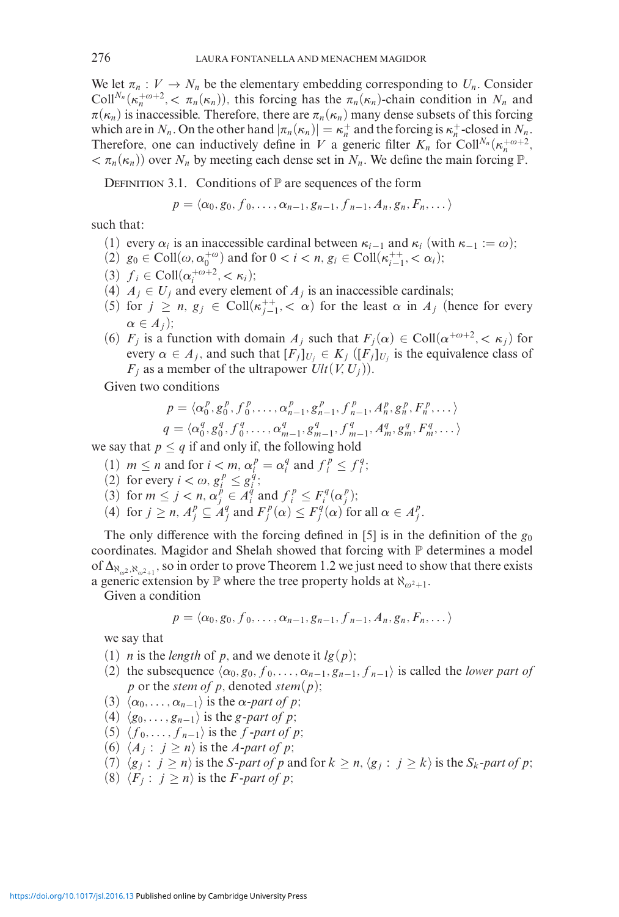We let $\pi_n : V \to N_n$ be the elementary embedding corresponding to $U_n$. Consider $\mathrm{Coll}^{N_n}(\kappa_n^{+\omega+2}, < \pi_n(\kappa_n))$, this forcing has the $\pi_n(\kappa_n)$-chain condition in $N_n$ and $\pi(\kappa_n)$ is inaccessible. Therefore, there are $\pi_n(\kappa_n)$ many dense subsets of this forcing which are in $N_n$. On the other hand $|\pi_n(\kappa_n)| = \kappa_n^+$ and the forcing is $\kappa_n^+$-closed in $N_n$. Therefore, one can inductively define in $V$ a generic filter $K_n$ for $\mathrm{Coll}^{N_n}(\kappa_n^{+\omega+2}, < \pi_n(\kappa_n))$ over $N_n$ by meeting each dense set in $N_n$. We define the main forcing $\mathbb{P}$.

DEFINITION 3.1. Conditions of $\mathbb{P}$ are sequences of the form

$$p = \langle \alpha_0, g_0, f_0, \dots, \alpha_{n-1}, g_{n-1}, f_{n-1}, A_n, g_n, F_n, \dots \rangle$$

such that:

(1) every $\alpha_i$ is an inaccessible cardinal between $\kappa_{i-1}$ and $\kappa_i$ (with $\kappa_{-1} := \omega$);
(2) $g_0 \in \mathrm{Coll}(\omega, \alpha_0^{+\omega})$ and for $0 < i < n$, $g_i \in \mathrm{Coll}(\kappa_{i-1}^{++}, < \alpha_i)$;
(3) $f_i \in \mathrm{Coll}(\alpha_i^{+\omega+2}, < \kappa_i)$;
(4) $A_j \in U_j$ and every element of $A_j$ is an inaccessible cardinals;
(5) for $j \geq n$, $g_j \in \mathrm{Coll}(\kappa_{j-1}^{++}, < \alpha)$ for the least $\alpha$ in $A_j$ (hence for every $\alpha \in A_j$);
(6) $F_j$ is a function with domain $A_j$ such that $F_j(\alpha) \in \mathrm{Coll}(\alpha^{+\omega+2}, < \kappa_j)$ for every $\alpha \in A_j$, and such that $[F_j]_{U_j} \in K_j$ ($[F_j]_{U_j}$ is the equivalence class of $F_j$ as a member of the ultrapower $Ult(V, U_j)$).

Given two conditions

$$p = \langle \alpha_0^p, g_0^p, f_0^p, \dots, \alpha_{n-1}^p, g_{n-1}^p, f_{n-1}^p, A_n^p, g_n^p, F_n^p, \dots \rangle$$
$$q = \langle \alpha_0^q, g_0^q, f_0^q, \dots, \alpha_{m-1}^q, g_{m-1}^q, f_{m-1}^q, A_m^q, g_m^q, F_m^q, \dots \rangle$$

we say that $p \leq q$ if and only if, the following hold

(1) $m \leq n$ and for $i < m$, $\alpha_i^p = \alpha_i^q$ and $f_i^p \leq f_i^q$;
(2) for every $i < \omega$, $g_i^p \leq g_i^q$;
(3) for $m \leq j < n$, $\alpha_j^p \in A_i^q$ and $f_i^p \leq F_i^q(\alpha_j^p)$;
(4) for $j \geq n$, $A_j^p \subseteq A_j^q$ and $F_j^p(\alpha) \leq F_j^q(\alpha)$ for all $\alpha \in A_j^p$.

The only difference with the forcing defined in [5] is in the definition of the $g_0$ coordinates. Magidor and Shelah showed that forcing with $\mathbb{P}$ determines a model of $\Delta_{\aleph_{\omega^2}, \aleph_{\omega^2+1}}$, so in order to prove Theorem 1.2 we just need to show that there exists a generic extension by $\mathbb{P}$ where the tree property holds at $\aleph_{\omega^2+1}$.

Given a condition

$$p = \langle \alpha_0, g_0, f_0, \dots, \alpha_{n-1}, g_{n-1}, f_{n-1}, A_n, g_n, F_n, \dots \rangle$$

we say that

(1) $n$ is the *length* of $p$, and we denote it $lg(p)$;
(2) the subsequence $\langle \alpha_0, g_0, f_0, \dots, \alpha_{n-1}, g_{n-1}, f_{n-1} \rangle$ is called the *lower part of* $p$ or the *stem of* $p$, denoted $stem(p)$;
(3) $\langle \alpha_0, \dots, \alpha_{n-1} \rangle$ is the *$\alpha$-part of* $p$;
(4) $\langle g_0, \dots, g_{n-1} \rangle$ is the *$g$-part of* $p$;
(5) $\langle f_0, \dots, f_{n-1} \rangle$ is the *$f$-part of* $p$;
(6) $\langle A_j : j \geq n \rangle$ is the *$A$-part of* $p$;
(7) $\langle g_j : j \geq n \rangle$ is the *$S$-part of* $p$ and for $k \geq n$, $\langle g_j : j \geq k \rangle$ is the *$S_k$-part of* $p$;
(8) $\langle F_j : j \geq n \rangle$ is the *$F$-part of* $p$;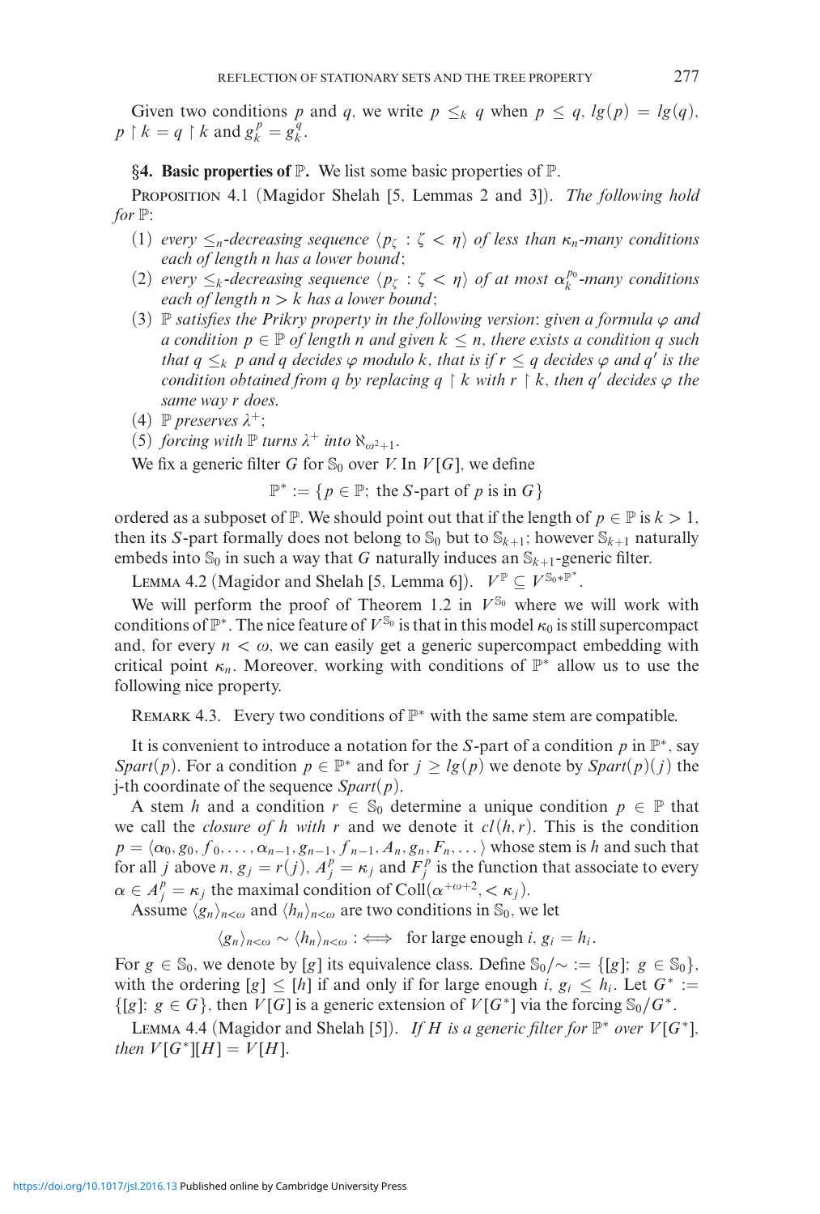Given two conditions $p$ and $q$, we write $p \leq_k q$ when $p \leq q$, $lg(p) = lg(q)$, $p \upharpoonright k = q \upharpoonright k$ and $g_k^p = g_k^q$.

## §4. Basic properties of $\mathbb{P}$.

We list some basic properties of $\mathbb{P}$.

Proposition 4.1 (Magidor Shelah [5, Lemmas 2 and 3]). *The following hold for* $\mathbb{P}$:

1. *every* $\leq_n$*-decreasing sequence* $\langle p_\zeta : \zeta < \eta \rangle$ *of less than* $\kappa_n$*-many conditions each of length* $n$ *has a lower bound*;
2. *every* $\leq_k$*-decreasing sequence* $\langle p_\zeta : \zeta < \eta \rangle$ *of at most* $\alpha_k^{p_0}$*-many conditions each of length* $n > k$ *has a lower bound*;
3. $\mathbb{P}$ *satisfies the Prikry property in the following version*: *given a formula* $\varphi$ *and a condition* $p \in \mathbb{P}$ *of length* $n$ *and given* $k \leq n$, *there exists a condition* $q$ *such that* $q \leq_k p$ *and* $q$ *decides* $\varphi$ *modulo* $k$, *that is if* $r \leq q$ *decides* $\varphi$ *and* $q'$ *is the condition obtained from* $q$ *by replacing* $q \upharpoonright k$ *with* $r \upharpoonright k$, *then* $q'$ *decides* $\varphi$ *the same way* $r$ *does.*
4. $\mathbb{P}$ *preserves* $\lambda^+$;
5. *forcing with* $\mathbb{P}$ *turns* $\lambda^+$ *into* $\aleph_{\omega^2+1}$.

We fix a generic filter $G$ for $\mathbb{S}_0$ over $V$. In $V[G]$, we define

$$\mathbb{P}^* := \{p \in \mathbb{P};\ \text{the } S\text{-part of } p \text{ is in } G\}$$

ordered as a subposet of $\mathbb{P}$. We should point out that if the length of $p \in \mathbb{P}$ is $k > 1$, then its $S$-part formally does not belong to $\mathbb{S}_0$ but to $\mathbb{S}_{k+1}$; however $\mathbb{S}_{k+1}$ naturally embeds into $\mathbb{S}_0$ in such a way that $G$ naturally induces an $\mathbb{S}_{k+1}$-generic filter.

Lemma 4.2 (Magidor and Shelah [5, Lemma 6]). $V^{\mathbb{P}} \subseteq V^{\mathbb{S}_0 * \mathbb{P}^*}$.

We will perform the proof of Theorem 1.2 in $V^{\mathbb{S}_0}$ where we will work with conditions of $\mathbb{P}^*$. The nice feature of $V^{\mathbb{S}_0}$ is that in this model $\kappa_0$ is still supercompact and, for every $n < \omega$, we can easily get a generic supercompact embedding with critical point $\kappa_n$. Moreover, working with conditions of $\mathbb{P}^*$ allow us to use the following nice property.

Remark 4.3. Every two conditions of $\mathbb{P}^*$ with the same stem are compatible.

It is convenient to introduce a notation for the $S$-part of a condition $p$ in $\mathbb{P}^*$, say $Spart(p)$. For a condition $p \in \mathbb{P}^*$ and for $j \geq lg(p)$ we denote by $Spart(p)(j)$ the j-th coordinate of the sequence $Spart(p)$.

A stem $h$ and a condition $r \in \mathbb{S}_0$ determine a unique condition $p \in \mathbb{P}$ that we call the *closure of* $h$ *with* $r$ and we denote it $cl(h, r)$. This is the condition $p = \langle \alpha_0, g_0, f_0, \ldots, \alpha_{n-1}, g_{n-1}, f_{n-1}, A_n, g_n, F_n, \ldots \rangle$ whose stem is $h$ and such that for all $j$ above $n$, $g_j = r(j)$, $A_j^p = \kappa_j$ and $F_j^p$ is the function that associate to every $\alpha \in A_j^p = \kappa_j$ the maximal condition of $\mathrm{Coll}(\alpha^{+\omega+2}, < \kappa_j)$.

Assume $\langle g_n \rangle_{n<\omega}$ and $\langle h_n \rangle_{n<\omega}$ are two conditions in $\mathbb{S}_0$, we let

$$\langle g_n \rangle_{n<\omega} \sim \langle h_n \rangle_{n<\omega} :\iff \text{ for large enough } i,\ g_i = h_i.$$

For $g \in \mathbb{S}_0$, we denote by $[g]$ its equivalence class. Define $\mathbb{S}_0/{\sim} := \{[g];\ g \in \mathbb{S}_0\}$, with the ordering $[g] \leq [h]$ if and only if for large enough $i$, $g_i \leq h_i$. Let $G^* := \{[g];\ g \in G\}$, then $V[G]$ is a generic extension of $V[G^*]$ via the forcing $\mathbb{S}_0/G^*$.

Lemma 4.4 (Magidor and Shelah [5]). *If* $H$ *is a generic filter for* $\mathbb{P}^*$ *over* $V[G^*]$, *then* $V[G^*][H] = V[H]$.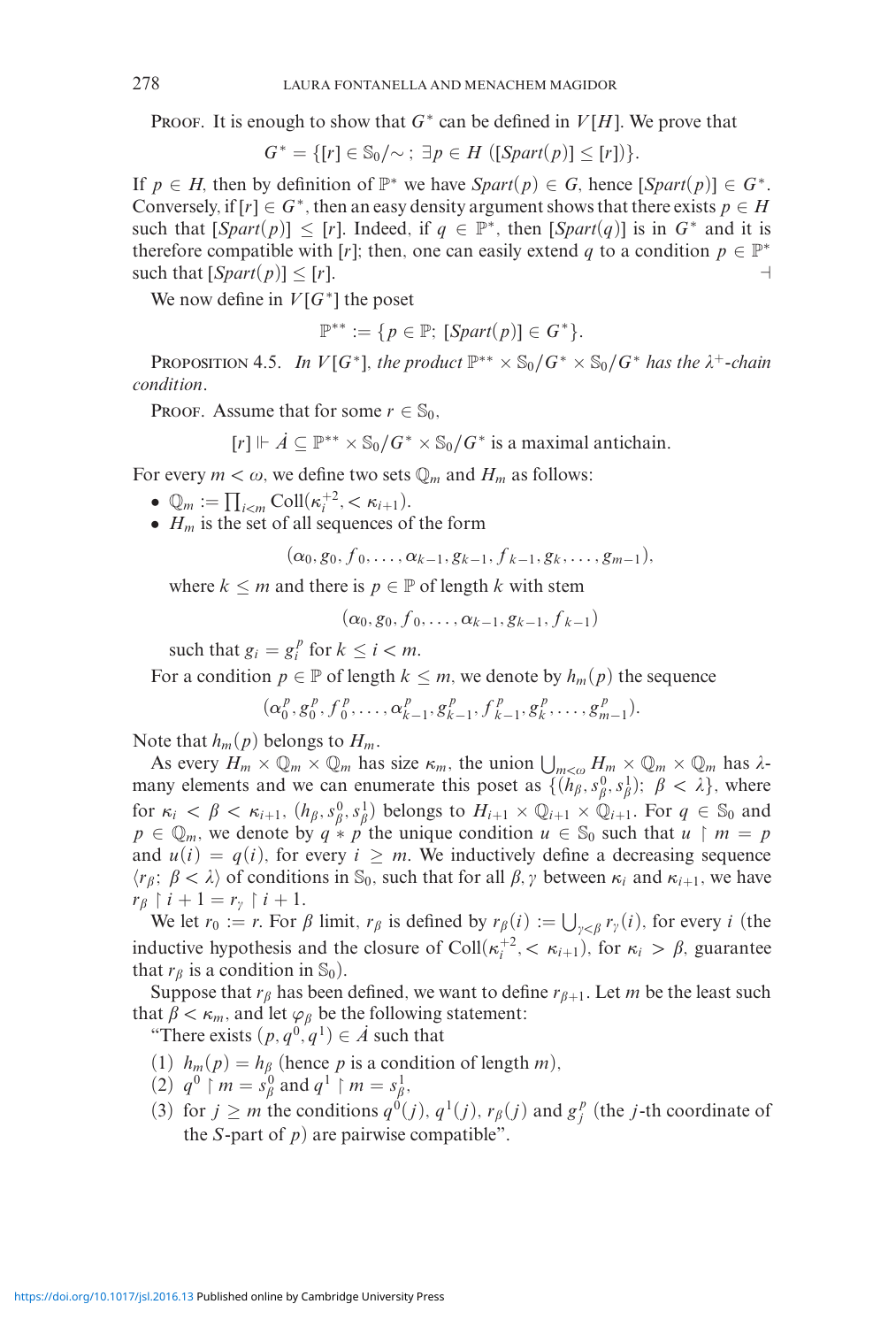PROOF. It is enough to show that $G^*$ can be defined in $V[H]$. We prove that

$$G^* = \{[r] \in \mathbb{S}_0/\!\sim ;\ \exists p \in H\ ([Spart(p)] \leq [r])\}.$$

If $p \in H$, then by definition of $\mathbb{P}^*$ we have $Spart(p) \in G$, hence $[Spart(p)] \in G^*$. Conversely, if $[r] \in G^*$, then an easy density argument shows that there exists $p \in H$ such that $[Spart(p)] \leq [r]$. Indeed, if $q \in \mathbb{P}^*$, then $[Spart(q)]$ is in $G^*$ and it is therefore compatible with $[r]$; then, one can easily extend $q$ to a condition $p \in \mathbb{P}^*$ such that $[Spart(p)] \leq [r]$. ⊣

We now define in $V[G^*]$ the poset

$$\mathbb{P}^{**} := \{p \in \mathbb{P};\ [Spart(p)] \in G^*\}.$$

PROPOSITION 4.5. *In $V[G^*]$, the product $\mathbb{P}^{**} \times \mathbb{S}_0/G^* \times \mathbb{S}_0/G^*$ has the $\lambda^+$-chain condition.*

PROOF. Assume that for some $r \in \mathbb{S}_0$,

$$[r] \Vdash \dot{A} \subseteq \mathbb{P}^{**} \times \mathbb{S}_0/G^* \times \mathbb{S}_0/G^* \text{ is a maximal antichain.}$$

For every $m < \omega$, we define two sets $\mathbb{Q}_m$ and $H_m$ as follows:

- $\mathbb{Q}_m := \prod_{i<m} \text{Coll}(\kappa_i^{+2}, < \kappa_{i+1})$.
- $H_m$ is the set of all sequences of the form

$$(\alpha_0, g_0, f_0, \dots, \alpha_{k-1}, g_{k-1}, f_{k-1}, g_k, \dots, g_{m-1}),$$

  where $k \leq m$ and there is $p \in \mathbb{P}$ of length $k$ with stem

$$(\alpha_0, g_0, f_0, \dots, \alpha_{k-1}, g_{k-1}, f_{k-1})$$

  such that $g_i = g_i^p$ for $k \leq i < m$.

For a condition $p \in \mathbb{P}$ of length $k \leq m$, we denote by $h_m(p)$ the sequence

$$(\alpha_0^p, g_0^p, f_0^p, \dots, \alpha_{k-1}^p, g_{k-1}^p, f_{k-1}^p, g_k^p, \dots, g_{m-1}^p).$$

Note that $h_m(p)$ belongs to $H_m$.

As every $H_m \times \mathbb{Q}_m \times \mathbb{Q}_m$ has size $\kappa_m$, the union $\bigcup_{m<\omega} H_m \times \mathbb{Q}_m \times \mathbb{Q}_m$ has $\lambda$-many elements and we can enumerate this poset as $\{(h_\beta, s_\beta^0, s_\beta^1);\ \beta < \lambda\}$, where for $\kappa_i < \beta < \kappa_{i+1}$, $(h_\beta, s_\beta^0, s_\beta^1)$ belongs to $H_{i+1} \times \mathbb{Q}_{i+1} \times \mathbb{Q}_{i+1}$. For $q \in \mathbb{S}_0$ and $p \in \mathbb{Q}_m$, we denote by $q * p$ the unique condition $u \in \mathbb{S}_0$ such that $u \restriction m = p$ and $u(i) = q(i)$, for every $i \geq m$. We inductively define a decreasing sequence $\langle r_\beta;\ \beta < \lambda\rangle$ of conditions in $\mathbb{S}_0$, such that for all $\beta, \gamma$ between $\kappa_i$ and $\kappa_{i+1}$, we have $r_\beta \restriction i+1 = r_\gamma \restriction i+1$.

We let $r_0 := r$. For $\beta$ limit, $r_\beta$ is defined by $r_\beta(i) := \bigcup_{\gamma<\beta} r_\gamma(i)$, for every $i$ (the inductive hypothesis and the closure of $\text{Coll}(\kappa_i^{+2}, < \kappa_{i+1})$, for $\kappa_i > \beta$, guarantee that $r_\beta$ is a condition in $\mathbb{S}_0$).

Suppose that $r_\beta$ has been defined, we want to define $r_{\beta+1}$. Let $m$ be the least such that $\beta < \kappa_m$, and let $\varphi_\beta$ be the following statement:

"There exists $(p, q^0, q^1) \in \dot{A}$ such that

(1) $h_m(p) = h_\beta$ (hence $p$ is a condition of length $m$),
(2) $q^0 \restriction m = s_\beta^0$ and $q^1 \restriction m = s_\beta^1$,
(3) for $j \geq m$ the conditions $q^0(j)$, $q^1(j)$, $r_\beta(j)$ and $g_j^p$ (the $j$-th coordinate of the $S$-part of $p$) are pairwise compatible".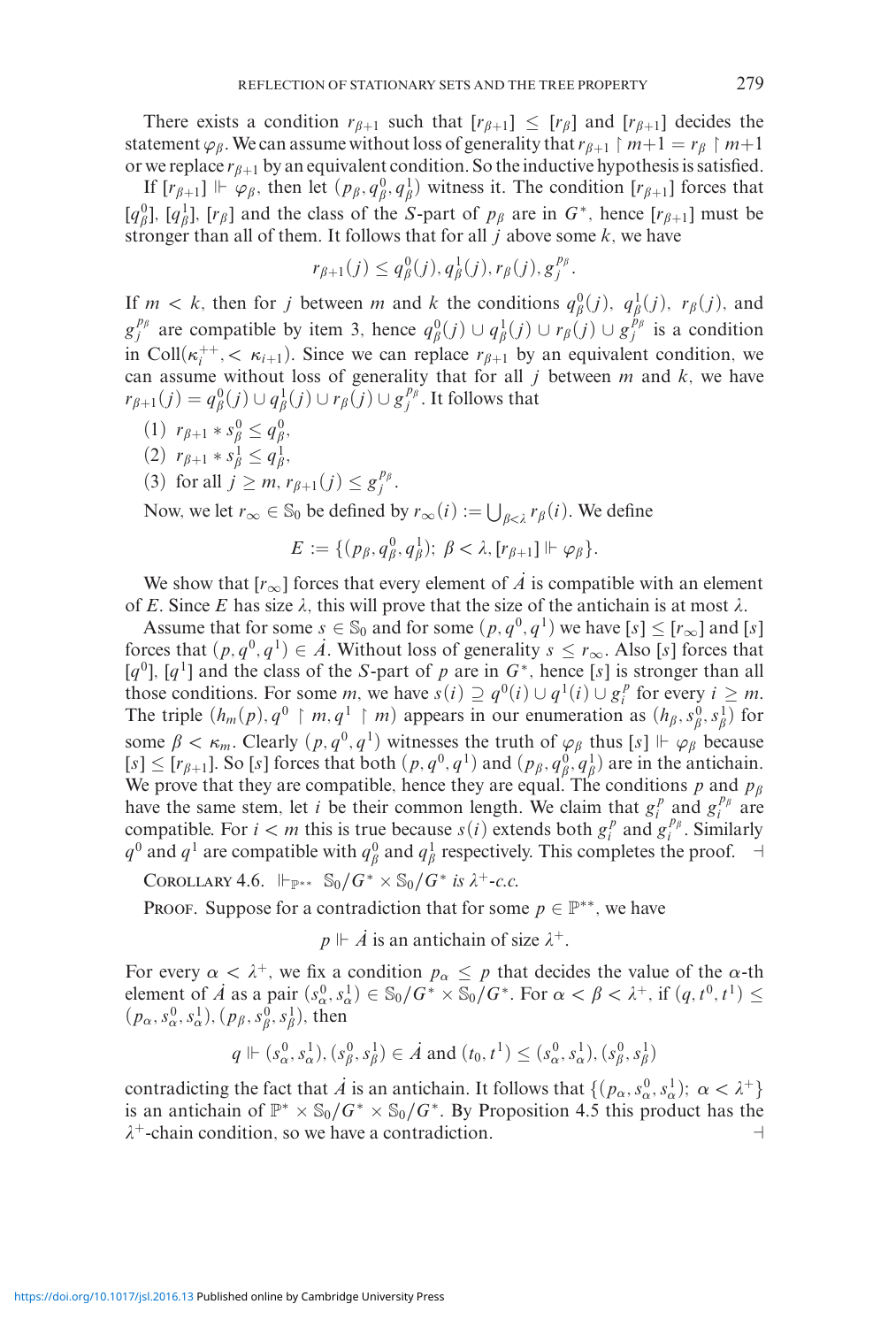There exists a condition $r_{\beta+1}$ such that $[r_{\beta+1}] \leq [r_\beta]$ and $[r_{\beta+1}]$ decides the statement $\varphi_\beta$. We can assume without loss of generality that $r_{\beta+1} \upharpoonright m+1 = r_\beta \upharpoonright m+1$ or we replace $r_{\beta+1}$ by an equivalent condition. So the inductive hypothesis is satisfied.

If $[r_{\beta+1}] \Vdash \varphi_\beta$, then let $(p_\beta, q_\beta^0, q_\beta^1)$ witness it. The condition $[r_{\beta+1}]$ forces that $[q_\beta^0]$, $[q_\beta^1]$, $[r_\beta]$ and the class of the $S$-part of $p_\beta$ are in $G^*$, hence $[r_{\beta+1}]$ must be stronger than all of them. It follows that for all $j$ above some $k$, we have

$$r_{\beta+1}(j) \leq q_\beta^0(j), q_\beta^1(j), r_\beta(j), g_j^{p_\beta}.$$

If $m < k$, then for $j$ between $m$ and $k$ the conditions $q_\beta^0(j)$, $q_\beta^1(j)$, $r_\beta(j)$, and $g_j^{p_\beta}$ are compatible by item 3, hence $q_\beta^0(j) \cup q_\beta^1(j) \cup r_\beta(j) \cup g_j^{p_\beta}$ is a condition in $\mathrm{Coll}(\kappa_i^{++}, < \kappa_{i+1})$. Since we can replace $r_{\beta+1}$ by an equivalent condition, we can assume without loss of generality that for all $j$ between $m$ and $k$, we have $r_{\beta+1}(j) = q_\beta^0(j) \cup q_\beta^1(j) \cup r_\beta(j) \cup g_j^{p_\beta}$. It follows that

(1) $r_{\beta+1} * s_\beta^0 \leq q_\beta^0$,
(2) $r_{\beta+1} * s_\beta^1 \leq q_\beta^1$,
(3) for all $j \geq m$, $r_{\beta+1}(j) \leq g_j^{p_\beta}$.

Now, we let $r_\infty \in \mathbb{S}_0$ be defined by $r_\infty(i) := \bigcup_{\beta<\lambda} r_\beta(i)$. We define

$$E := \{(p_\beta, q_\beta^0, q_\beta^1);\ \beta < \lambda, [r_{\beta+1}] \Vdash \varphi_\beta\}.$$

We show that $[r_\infty]$ forces that every element of $\dot{A}$ is compatible with an element of $E$. Since $E$ has size $\lambda$, this will prove that the size of the antichain is at most $\lambda$.

Assume that for some $s \in \mathbb{S}_0$ and for some $(p, q^0, q^1)$ we have $[s] \leq [r_\infty]$ and $[s]$ forces that $(p, q^0, q^1) \in \dot{A}$. Without loss of generality $s \leq r_\infty$. Also $[s]$ forces that $[q^0]$, $[q^1]$ and the class of the $S$-part of $p$ are in $G^*$, hence $[s]$ is stronger than all those conditions. For some $m$, we have $s(i) \supseteq q^0(i) \cup q^1(i) \cup g_i^p$ for every $i \geq m$. The triple $(h_m(p), q^0 \upharpoonright m, q^1 \upharpoonright m)$ appears in our enumeration as $(h_\beta, s_\beta^0, s_\beta^1)$ for some $\beta < \kappa_m$. Clearly $(p, q^0, q^1)$ witnesses the truth of $\varphi_\beta$ thus $[s] \Vdash \varphi_\beta$ because $[s] \leq [r_{\beta+1}]$. So $[s]$ forces that both $(p, q^0, q^1)$ and $(p_\beta, q_\beta^0, q_\beta^1)$ are in the antichain. We prove that they are compatible, hence they are equal. The conditions $p$ and $p_\beta$ have the same stem, let $i$ be their common length. We claim that $g_i^p$ and $g_i^{p_\beta}$ are compatible. For $i < m$ this is true because $s(i)$ extends both $g_i^p$ and $g_i^{p_\beta}$. Similarly $q^0$ and $q^1$ are compatible with $q_\beta^0$ and $q_\beta^1$ respectively. This completes the proof. ⊣

Corollary 4.6. *$\Vdash_{\mathbb{P}^{**}} \mathbb{S}_0/G^* \times \mathbb{S}_0/G^*$ is $\lambda^+$-c.c.*

Proof. Suppose for a contradiction that for some $p \in \mathbb{P}^{**}$, we have

$$p \Vdash \dot{A} \text{ is an antichain of size } \lambda^+.$$

For every $\alpha < \lambda^+$, we fix a condition $p_\alpha \leq p$ that decides the value of the $\alpha$-th element of $\dot{A}$ as a pair $(s_\alpha^0, s_\alpha^1) \in \mathbb{S}_0/G^* \times \mathbb{S}_0/G^*$. For $\alpha < \beta < \lambda^+$, if $(q, t^0, t^1) \leq (p_\alpha, s_\alpha^0, s_\alpha^1), (p_\beta, s_\beta^0, s_\beta^1)$, then

$$q \Vdash (s_\alpha^0, s_\alpha^1), (s_\beta^0, s_\beta^1) \in \dot{A} \text{ and } (t_0, t^1) \leq (s_\alpha^0, s_\alpha^1), (s_\beta^0, s_\beta^1)$$

contradicting the fact that $\dot{A}$ is an antichain. It follows that $\{(p_\alpha, s_\alpha^0, s_\alpha^1);\ \alpha < \lambda^+\}$ is an antichain of $\mathbb{P}^* \times \mathbb{S}_0/G^* \times \mathbb{S}_0/G^*$. By Proposition 4.5 this product has the $\lambda^+$-chain condition, so we have a contradiction. ⊣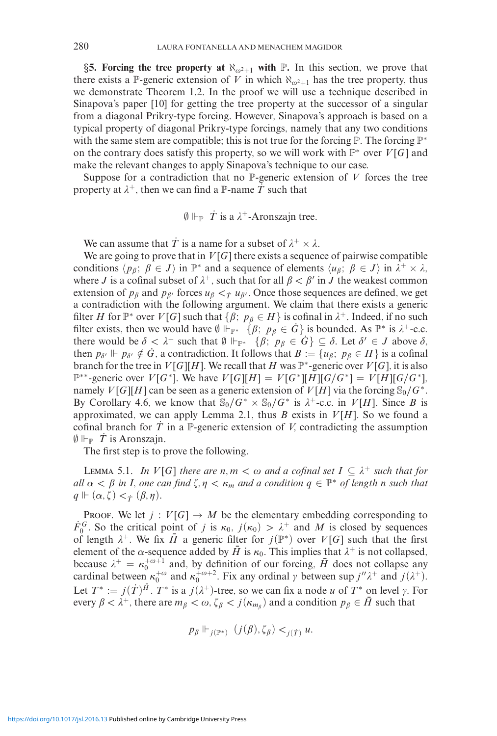**§5. Forcing the tree property at $\aleph_{\omega^2+1}$ with $\mathbb{P}$.** In this section, we prove that there exists a $\mathbb{P}$-generic extension of $V$ in which $\aleph_{\omega^2+1}$ has the tree property, thus we demonstrate Theorem 1.2. In the proof we will use a technique described in Sinapova's paper [10] for getting the tree property at the successor of a singular from a diagonal Prikry-type forcing. However, Sinapova's approach is based on a typical property of diagonal Prikry-type forcings, namely that any two conditions with the same stem are compatible; this is not true for the forcing $\mathbb{P}$. The forcing $\mathbb{P}^*$ on the contrary does satisfy this property, so we will work with $\mathbb{P}^*$ over $V[G]$ and make the relevant changes to apply Sinapova's technique to our case.

Suppose for a contradiction that no $\mathbb{P}$-generic extension of $V$ forces the tree property at $\lambda^+$, then we can find a $\mathbb{P}$-name $\dot{T}$ such that

$$\emptyset \Vdash_{\mathbb{P}} \dot{T} \text{ is a } \lambda^+\text{-Aronszajn tree.}$$

We can assume that $\dot{T}$ is a name for a subset of $\lambda^+ \times \lambda$.

We are going to prove that in $V[G]$ there exists a sequence of pairwise compatible conditions $\langle p_\beta;\ \beta \in J\rangle$ in $\mathbb{P}^*$ and a sequence of elements $\langle u_\beta;\ \beta \in J\rangle$ in $\lambda^+ \times \lambda$, where $J$ is a cofinal subset of $\lambda^+$, such that for all $\beta < \beta'$ in $J$ the weakest common extension of $p_\beta$ and $p_{\beta'}$ forces $u_\beta <_{\dot{T}} u_{\beta'}$. Once those sequences are defined, we get a contradiction with the following argument. We claim that there exists a generic filter $H$ for $\mathbb{P}^*$ over $V[G]$ such that $\{\beta;\ p_\beta \in H\}$ is cofinal in $\lambda^+$. Indeed, if no such filter exists, then we would have $\emptyset \Vdash_{\mathbb{P}^*} \{\beta;\ p_\beta \in \dot{G}\}$ is bounded. As $\mathbb{P}^*$ is $\lambda^+$-c.c. there would be $\delta < \lambda^+$ such that $\emptyset \Vdash_{\mathbb{P}^*} \{\beta;\ p_\beta \in \dot{G}\} \subseteq \delta$. Let $\delta' \in J$ above $\delta$, then $p_{\delta'} \Vdash p_{\delta'} \notin \dot{G}$, a contradiction. It follows that $B := \{u_\beta;\ p_\beta \in H\}$ is a cofinal branch for the tree in $V[G][H]$. We recall that $H$ was $\mathbb{P}^*$-generic over $V[G]$, it is also $\mathbb{P}^{**}$-generic over $V[G^*]$. We have $V[G][H] = V[G^*][H][G/G^*] = V[H][G/G^*]$, namely $V[G][H]$ can be seen as a generic extension of $V[H]$ via the forcing $\mathbb{S}_0/G^*$. By Corollary 4.6, we know that $\mathbb{S}_0/G^* \times \mathbb{S}_0/G^*$ is $\lambda^+$-c.c. in $V[H]$. Since $B$ is approximated, we can apply Lemma 2.1, thus $B$ exists in $V[H]$. So we found a cofinal branch for $\dot{T}$ in a $\mathbb{P}$-generic extension of $V$, contradicting the assumption $\emptyset \Vdash_{\mathbb{P}} \dot{T}$ is Aronszajn.

The first step is to prove the following.

Lemma 5.1. *In $V[G]$ there are $n, m < \omega$ and a cofinal set $I \subseteq \lambda^+$ such that for all $\alpha < \beta$ in $I$, one can find $\zeta, \eta < \kappa_m$ and a condition $q \in \mathbb{P}^*$ of length $n$ such that $q \Vdash (\alpha, \zeta) <_{\dot{T}} (\beta, \eta)$.*

Proof. We let $j : V[G] \to M$ be the elementary embedding corresponding to $\dot{F}_0^G$. So the critical point of $j$ is $\kappa_0$, $j(\kappa_0) > \lambda^+$ and $M$ is closed by sequences of length $\lambda^+$. We fix $\bar{H}$ a generic filter for $j(\mathbb{P}^*)$ over $V[G]$ such that the first element of the $\alpha$-sequence added by $\bar{H}$ is $\kappa_0$. This implies that $\lambda^+$ is not collapsed, because $\lambda^+ = \kappa_0^{+\omega+1}$ and, by definition of our forcing, $\bar{H}$ does not collapse any cardinal between $\kappa_0^{+\omega}$ and $\kappa_0^{+\omega+2}$. Fix any ordinal $\gamma$ between $\sup j''\lambda^+$ and $j(\lambda^+)$. Let $T^* := j(\dot{T})^{\bar{H}}$. $T^*$ is a $j(\lambda^+)$-tree, so we can fix a node $u$ of $T^*$ on level $\gamma$. For every $\beta < \lambda^+$, there are $m_\beta < \omega$, $\zeta_\beta < j(\kappa_{m_\beta})$ and a condition $p_\beta \in \bar{H}$ such that

$$p_\beta \Vdash_{j(\mathbb{P}^*)} (j(\beta), \zeta_\beta) <_{j(\dot{T})} u.$$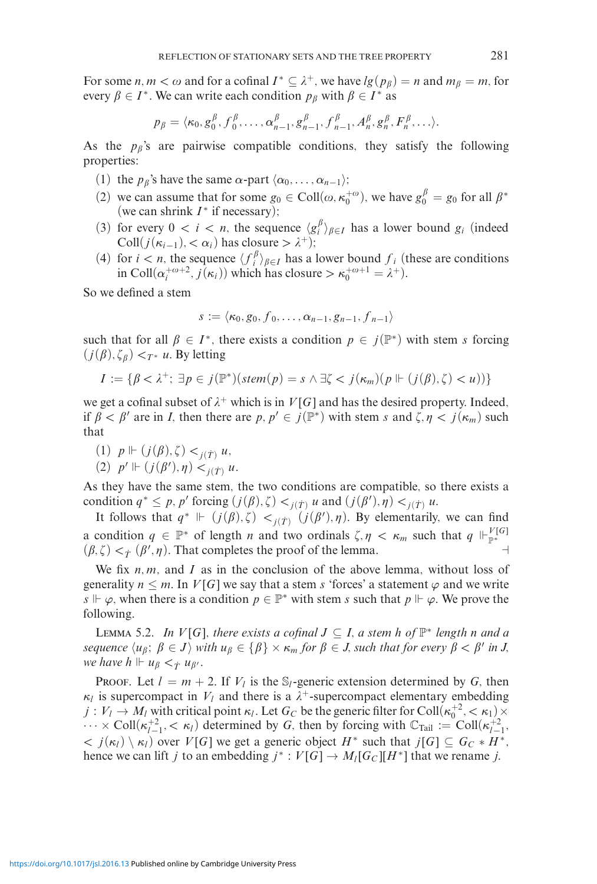For some $n, m < \omega$ and for a cofinal $I^* \subseteq \lambda^+$, we have $lg(p_\beta) = n$ and $m_\beta = m$, for every $\beta \in I^*$. We can write each condition $p_\beta$ with $\beta \in I^*$ as

$$p_\beta = \langle \kappa_0, g_0^\beta, f_0^\beta, \ldots, \alpha_{n-1}^\beta, g_{n-1}^\beta, f_{n-1}^\beta, A_n^\beta, g_n^\beta, F_n^\beta, \ldots \rangle.$$

As the $p_\beta$'s are pairwise compatible conditions, they satisfy the following properties:

(1) the $p_\beta$'s have the same $\alpha$-part $\langle \alpha_0, \ldots, \alpha_{n-1} \rangle$;

(2) we can assume that for some $g_0 \in \mathrm{Coll}(\omega, \kappa_0^{+\omega})$, we have $g_0^\beta = g_0$ for all $\beta^*$ (we can shrink $I^*$ if necessary);

(3) for every $0 < i < n$, the sequence $\langle g_i^\beta \rangle_{\beta \in I}$ has a lower bound $g_i$ (indeed $\mathrm{Coll}(j(\kappa_{i-1}), < \alpha_i)$ has closure $> \lambda^+$);

(4) for $i < n$, the sequence $\langle f_i^\beta \rangle_{\beta \in I}$ has a lower bound $f_i$ (these are conditions in $\mathrm{Coll}(\alpha_i^{+\omega+2}, j(\kappa_i))$ which has closure $> \kappa_0^{+\omega+1} = \lambda^+$).

So we defined a stem

$$s := \langle \kappa_0, g_0, f_0, \ldots, \alpha_{n-1}, g_{n-1}, f_{n-1} \rangle$$

such that for all $\beta \in I^*$, there exists a condition $p \in j(\mathbb{P}^*)$ with stem $s$ forcing $(j(\beta), \zeta_\beta) <_{T^*} u$. By letting

$$I := \{\beta < \lambda^+;\ \exists p \in j(\mathbb{P}^*)(stem(p) = s \wedge \exists \zeta < j(\kappa_m)(p \Vdash (j(\beta), \zeta) < u))\}$$

we get a cofinal subset of $\lambda^+$ which is in $V[G]$ and has the desired property. Indeed, if $\beta < \beta'$ are in $I$, then there are $p, p' \in j(\mathbb{P}^*)$ with stem $s$ and $\zeta, \eta < j(\kappa_m)$ such that

(1) $p \Vdash (j(\beta), \zeta) <_{j(\dot{T})} u$,

(2) $p' \Vdash (j(\beta'), \eta) <_{j(\dot{T})} u$.

As they have the same stem, the two conditions are compatible, so there exists a condition $q^* \leq p, p'$ forcing $(j(\beta), \zeta) <_{j(\dot{T})} u$ and $(j(\beta'), \eta) <_{j(\dot{T})} u$.

It follows that $q^* \Vdash (j(\beta), \zeta) <_{j(\dot{T})} (j(\beta'), \eta)$. By elementarily, we can find a condition $q \in \mathbb{P}^*$ of length $n$ and two ordinals $\zeta, \eta < \kappa_m$ such that $q \Vdash_{\mathbb{P}^*}^{V[G]} (\beta, \zeta) <_{\dot{T}} (\beta', \eta)$. That completes the proof of the lemma. ⊣

We fix $n, m$, and $I$ as in the conclusion of the above lemma, without loss of generality $n \leq m$. In $V[G]$ we say that a stem $s$ 'forces' a statement $\varphi$ and we write $s \Vdash \varphi$, when there is a condition $p \in \mathbb{P}^*$ with stem $s$ such that $p \Vdash \varphi$. We prove the following.

**Lemma 5.2.** *In $V[G]$, there exists a cofinal $J \subseteq I$, a stem $h$ of $\mathbb{P}^*$ length $n$ and a sequence $\langle u_\beta;\ \beta \in J \rangle$ with $u_\beta \in \{\beta\} \times \kappa_m$ for $\beta \in J$, such that for every $\beta < \beta'$ in $J$, we have $h \Vdash u_\beta <_{\dot{T}} u_{\beta'}$.*

Proof. Let $l = m + 2$. If $V_l$ is the $\mathbb{S}_l$-generic extension determined by $G$, then $\kappa_l$ is supercompact in $V_l$ and there is a $\lambda^+$-supercompact elementary embedding $j : V_l \to M_l$ with critical point $\kappa_l$. Let $G_C$ be the generic filter for $\mathrm{Coll}(\kappa_0^{+2}, < \kappa_1) \times \cdots \times \mathrm{Coll}(\kappa_{l-1}^{+2}, < \kappa_l)$ determined by $G$, then by forcing with $\mathbb{C}_{\mathrm{Tail}} := \mathrm{Coll}(\kappa_{l-1}^{+2}, < j(\kappa_l) \setminus \kappa_l)$ over $V[G]$ we get a generic object $H^*$ such that $j[G] \subseteq G_C * H^*$, hence we can lift $j$ to an embedding $j^* : V[G] \to M_l[G_C][H^*]$ that we rename $j$.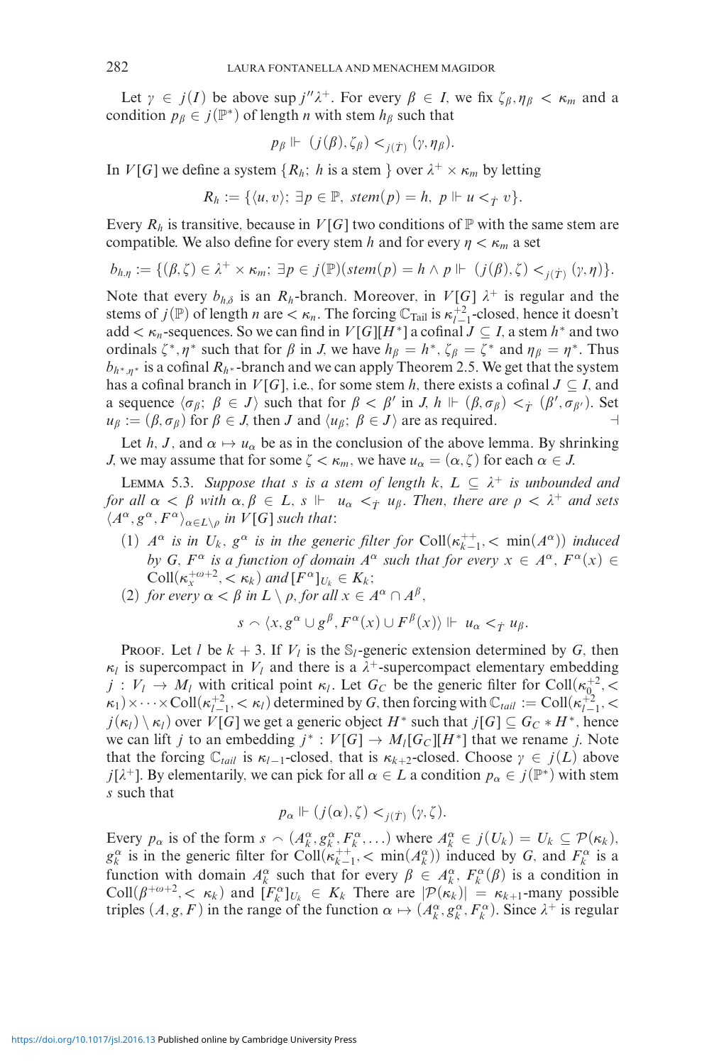Let $\gamma \in j(I)$ be above $\sup j''\lambda^+$. For every $\beta \in I$, we fix $\zeta_\beta, \eta_\beta < \kappa_m$ and a condition $p_\beta \in j(\mathbb{P}^*)$ of length $n$ with stem $h_\beta$ such that

$$p_\beta \Vdash (j(\beta), \zeta_\beta) <_{j(\dot{T})} (\gamma, \eta_\beta).$$

In $V[G]$ we define a system $\{R_h;\ h \text{ is a stem}\}$ over $\lambda^+ \times \kappa_m$ by letting

$$R_h := \{\langle u, v\rangle;\ \exists p \in \mathbb{P},\ stem(p) = h,\ p \Vdash u <_{\dot{T}} v\}.$$

Every $R_h$ is transitive, because in $V[G]$ two conditions of $\mathbb{P}$ with the same stem are compatible. We also define for every stem $h$ and for every $\eta < \kappa_m$ a set

$$b_{h,\eta} := \{(\beta, \zeta) \in \lambda^+ \times \kappa_m;\ \exists p \in j(\mathbb{P})(stem(p) = h \wedge p \Vdash (j(\beta), \zeta) <_{j(\dot{T})} (\gamma, \eta)\}.$$

Note that every $b_{h,\delta}$ is an $R_h$-branch. Moreover, in $V[G]$ $\lambda^+$ is regular and the stems of $j(\mathbb{P})$ of length $n$ are $< \kappa_n$. The forcing $\mathbb{C}_{\text{Tail}}$ is $\kappa_{l-1}^{+2}$-closed, hence it doesn't add $< \kappa_n$-sequences. So we can find in $V[G][H^*]$ a cofinal $J \subseteq I$, a stem $h^*$ and two ordinals $\zeta^*, \eta^*$ such that for $\beta$ in $J$, we have $h_\beta = h^*$, $\zeta_\beta = \zeta^*$ and $\eta_\beta = \eta^*$. Thus $b_{h^*,\eta^*}$ is a cofinal $R_{h^*}$-branch and we can apply Theorem 2.5. We get that the system has a cofinal branch in $V[G]$, i.e., for some stem $h$, there exists a cofinal $J \subseteq I$, and a sequence $\langle \sigma_\beta;\ \beta \in J\rangle$ such that for $\beta < \beta'$ in $J$, $h \Vdash (\beta, \sigma_\beta) <_{\dot{T}} (\beta', \sigma_{\beta'})$. Set $u_\beta := (\beta, \sigma_\beta)$ for $\beta \in J$, then $J$ and $\langle u_\beta;\ \beta \in J\rangle$ are as required. ⊣

Let $h$, $J$, and $\alpha \mapsto u_\alpha$ be as in the conclusion of the above lemma. By shrinking $J$, we may assume that for some $\zeta < \kappa_m$, we have $u_\alpha = (\alpha, \zeta)$ for each $\alpha \in J$.

Lemma 5.3. *Suppose that $s$ is a stem of length $k$, $L \subseteq \lambda^+$ is unbounded and for all $\alpha < \beta$ with $\alpha, \beta \in L$, $s \Vdash u_\alpha <_{\dot{T}} u_\beta$. Then, there are $\rho < \lambda^+$ and sets $\langle A^\alpha, g^\alpha, F^\alpha\rangle_{\alpha \in L \setminus \rho}$ in $V[G]$ such that:*

1. *$A^\alpha$ is in $U_k$, $g^\alpha$ is in the generic filter for $\text{Coll}(\kappa_{k-1}^{++}, < \min(A^\alpha))$ induced by $G$, $F^\alpha$ is a function of domain $A^\alpha$ such that for every $x \in A^\alpha$, $F^\alpha(x) \in \text{Coll}(\kappa_x^{+\omega+2}, < \kappa_k)$ and $[F^\alpha]_{U_k} \in K_k$;*
2. *for every $\alpha < \beta$ in $L \setminus \rho$, for all $x \in A^\alpha \cap A^\beta$,*

$$s \frown \langle x, g^\alpha \cup g^\beta, F^\alpha(x) \cup F^\beta(x)\rangle \Vdash u_\alpha <_{\dot{T}} u_\beta.$$

Proof. Let $l$ be $k+3$. If $V_l$ is the $\mathbb{S}_l$-generic extension determined by $G$, then $\kappa_l$ is supercompact in $V_l$ and there is a $\lambda^+$-supercompact elementary embedding $j : V_l \to M_l$ with critical point $\kappa_l$. Let $G_C$ be the generic filter for $\text{Coll}(\kappa_0^{+2}, < \kappa_1) \times \cdots \times \text{Coll}(\kappa_{l-1}^{+2}, < \kappa_l)$ determined by $G$, then forcing with $\mathbb{C}_{tail} := \text{Coll}(\kappa_{l-1}^{+2}, < j(\kappa_l) \setminus \kappa_l)$ over $V[G]$ we get a generic object $H^*$ such that $j[G] \subseteq G_C * H^*$, hence we can lift $j$ to an embedding $j^* : V[G] \to M_l[G_C][H^*]$ that we rename $j$. Note that the forcing $\mathbb{C}_{tail}$ is $\kappa_{l-1}$-closed, that is $\kappa_{k+2}$-closed. Choose $\gamma \in j(L)$ above $j[\lambda^+]$. By elementarily, we can pick for all $\alpha \in L$ a condition $p_\alpha \in j(\mathbb{P}^*)$ with stem $s$ such that

$$p_\alpha \Vdash (j(\alpha), \zeta) <_{j(\dot{T})} (\gamma, \zeta).$$

Every $p_\alpha$ is of the form $s \frown (A_k^\alpha, g_k^\alpha, F_k^\alpha, \dots)$ where $A_k^\alpha \in j(U_k) = U_k \subseteq \mathcal{P}(\kappa_k)$, $g_k^\alpha$ is in the generic filter for $\text{Coll}(\kappa_{k-1}^{++}, < \min(A_k^\alpha))$ induced by $G$, and $F_k^\alpha$ is a function with domain $A_k^\alpha$ such that for every $\beta \in A_k^\alpha$, $F_k^\alpha(\beta)$ is a condition in $\text{Coll}(\beta^{+\omega+2}, < \kappa_k)$ and $[F_k^\alpha]_{U_k} \in K_k$. There are $|\mathcal{P}(\kappa_k)| = \kappa_{k+1}$-many possible triples $(A, g, F)$ in the range of the function $\alpha \mapsto (A_k^\alpha, g_k^\alpha, F_k^\alpha)$. Since $\lambda^+$ is regular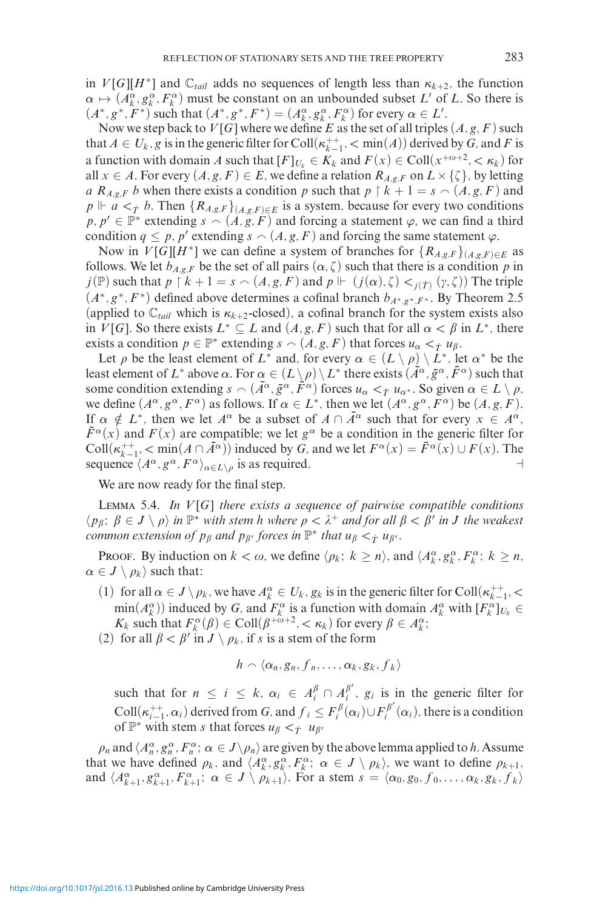in $V[G][H^*]$ and $\mathbb{C}_{tail}$ adds no sequences of length less than $\kappa_{k+2}$, the function $\alpha \mapsto (A^\alpha_k, g^\alpha_k, F^\alpha_k)$ must be constant on an unbounded subset $L'$ of $L$. So there is $(A^*, g^*, F^*)$ such that $(A^*, g^*, F^*) = (A^\alpha_k, g^\alpha_k, F^\alpha_k)$ for every $\alpha \in L'$.

Now we step back to $V[G]$ where we define $E$ as the set of all triples $(A, g, F)$ such that $A \in U_k$, $g$ is in the generic filter for $\mathrm{Coll}(\kappa^{++}_{k-1}, < \min(A))$ derived by $G$, and $F$ is a function with domain $A$ such that $[F]_{U_k} \in K_k$ and $F(x) \in \mathrm{Coll}(x^{+\omega+2}, < \kappa_k)$ for all $x \in A$. For every $(A, g, F) \in E$, we define a relation $R_{A,g,F}$ on $L \times \{\zeta\}$, by letting $a\ R_{A,g,F}\ b$ when there exists a condition $p$ such that $p \restriction k+1 = s \frown (A, g, F)$ and $p \Vdash a <_{\dot{T}} b$. Then $\{R_{A,g,F}\}_{(A,g,F)\in E}$ is a system, because for every two conditions $p, p' \in \mathbb{P}^*$ extending $s \frown (A, g, F)$ and forcing a statement $\varphi$, we can find a third condition $q \leq p, p'$ extending $s \frown (A, g, F)$ and forcing the same statement $\varphi$.

Now in $V[G][H^*]$ we can define a system of branches for $\{R_{A,g,F}\}_{(A,g,F)\in E}$ as follows. We let $b_{A,g,F}$ be the set of all pairs $(\alpha, \zeta)$ such that there is a condition $p$ in $j(\mathbb{P})$ such that $p \restriction k+1 = s \frown (A, g, F)$ and $p \Vdash (j(\alpha), \zeta) <_{j(\dot{T})} (\gamma, \zeta))$ The triple $(A^*, g^*, F^*)$ defined above determines a cofinal branch $b_{A^*,g^*,F^*}$. By Theorem 2.5 (applied to $\mathbb{C}_{tail}$ which is $\kappa_{k+2}$-closed), a cofinal branch for the system exists also in $V[G]$. So there exists $L^* \subseteq L$ and $(A, g, F)$ such that for all $\alpha < \beta$ in $L^*$, there exists a condition $p \in \mathbb{P}^*$ extending $s \frown (A, g, F)$ that forces $u_\alpha <_{\dot{T}} u_\beta$.

Let $\rho$ be the least element of $L^*$ and, for every $\alpha \in (L \setminus \rho) \setminus L^*$, let $\alpha^*$ be the least element of $L^*$ above $\alpha$. For $\alpha \in (L \setminus \rho) \setminus L^*$ there exists $(\bar{A}^\alpha, \bar{g}^\alpha, \bar{F}^\alpha)$ such that some condition extending $s \frown (\bar{A}^\alpha, \bar{g}^\alpha, \bar{F}^\alpha)$ forces $u_\alpha <_{\dot{T}} u_{\alpha^*}$. So given $\alpha \in L \setminus \rho$, we define $(A^\alpha, g^\alpha, F^\alpha)$ as follows. If $\alpha \in L^*$, then we let $(A^\alpha, g^\alpha, F^\alpha)$ be $(A, g, F)$. If $\alpha \notin L^*$, then we let $A^\alpha$ be a subset of $A \cap \bar{A}^\alpha$ such that for every $x \in A^\alpha$, $\bar{F}^\alpha(x)$ and $F(x)$ are compatible; we let $g^\alpha$ be a condition in the generic filter for $\mathrm{Coll}(\kappa^{++}_{k-1}, < \min(A \cap \bar{A}^\alpha))$ induced by $G$, and we let $F^\alpha(x) = \bar{F}^\alpha(x) \cup F(x)$. The sequence $\langle A^\alpha, g^\alpha, F^\alpha\rangle_{\alpha \in L\setminus\rho}$ is as required. ⊣

We are now ready for the final step.

**Lemma 5.4.** *In $V[G]$ there exists a sequence of pairwise compatible conditions $\langle p_\beta;\ \beta \in J \setminus \rho\rangle$ in $\mathbb{P}^*$ with stem $h$ where $\rho < \lambda^+$ and for all $\beta < \beta'$ in $J$ the weakest common extension of $p_\beta$ and $p_{\beta'}$ forces in $\mathbb{P}^*$ that $u_\beta <_{\dot{T}} u_{\beta'}$.*

Proof. By induction on $k < \omega$, we define $\langle \rho_k;\ k \geq n\rangle$, and $\langle A^\alpha_k, g^\alpha_k, F^\alpha_k;\ k \geq n, \alpha \in J \setminus \rho_k\rangle$ such that:

1. for all $\alpha \in J \setminus \rho_k$, we have $A^\alpha_k \in U_k$, $g_k$ is in the generic filter for $\mathrm{Coll}(\kappa^{++}_{k-1}, < \min(A^\alpha_k))$ induced by $G$, and $F^\alpha_k$ is a function with domain $A^\alpha_k$ with $[F^\alpha_k]_{U_k} \in K_k$ such that $F^\alpha_k(\beta) \in \mathrm{Coll}(\beta^{+\omega+2}, < \kappa_k)$ for every $\beta \in A^\alpha_k$;
2. for all $\beta < \beta'$ in $J \setminus \rho_k$, if $s$ is a stem of the form
$$h \frown \langle \alpha_n, g_n, f_n, \ldots, \alpha_k, g_k, f_k\rangle$$
such that for $n \leq i \leq k$, $\alpha_i \in A^\beta_i \cap A^{\beta'}_i$, $g_i$ is in the generic filter for $\mathrm{Coll}(\kappa^{++}_{i-1}, \alpha_i)$ derived from $G$, and $f_i \leq F^\beta_i(\alpha_i) \cup F^{\beta'}_i(\alpha_i)$, there is a condition of $\mathbb{P}^*$ with stem $s$ that forces $u_\beta <_{\dot{T}} u_{\beta'}$

$\rho_n$ and $\langle A^\alpha_n, g^\alpha_n, F^\alpha_n;\ \alpha \in J \setminus \rho_n\rangle$ are given by the above lemma applied to $h$. Assume that we have defined $\rho_k$, and $\langle A^\alpha_k, g^\alpha_k, F^\alpha_k;\ \alpha \in J \setminus \rho_k\rangle$, we want to define $\rho_{k+1}$, and $\langle A^\alpha_{k+1}, g^\alpha_{k+1}, F^\alpha_{k+1};\ \alpha \in J \setminus \rho_{k+1}\rangle$. For a stem $s = \langle \alpha_0, g_0, f_0, \ldots, \alpha_k, g_k, f_k\rangle$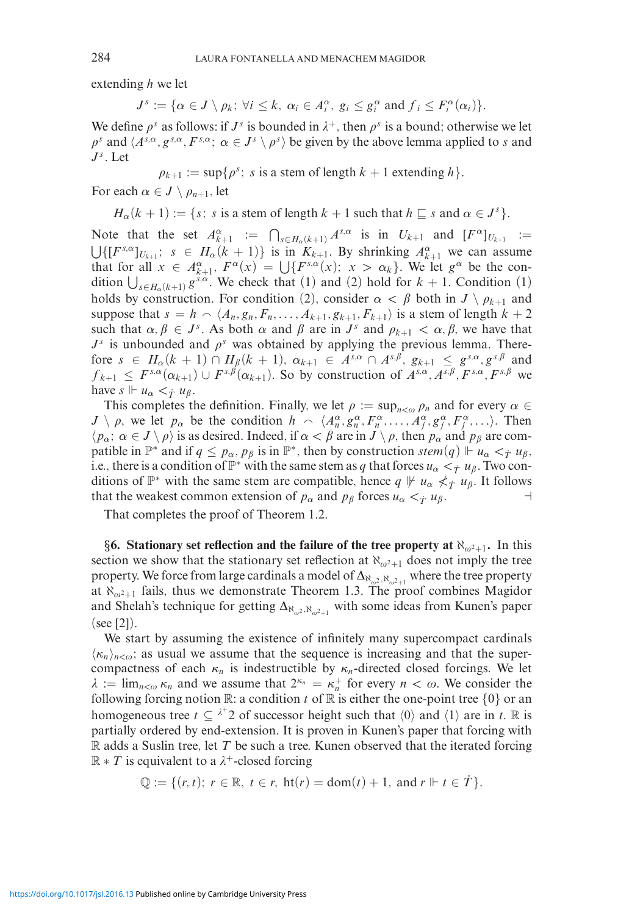extending $h$ we let

$$J^s := \{\alpha \in J \setminus \rho_k;\ \forall i \leq k,\ \alpha_i \in A_i^\alpha,\ g_i \leq g_i^\alpha \text{ and } f_i \leq F_i^\alpha(\alpha_i)\}.$$

We define $\rho^s$ as follows: if $J^s$ is bounded in $\lambda^+$, then $\rho^s$ is a bound; otherwise we let $\rho^s$ and $\langle A^{s,\alpha}, g^{s,\alpha}, F^{s,\alpha};\ \alpha \in J^s \setminus \rho^s\rangle$ be given by the above lemma applied to $s$ and $J^s$. Let

$$\rho_{k+1} := \sup\{\rho^s;\ s \text{ is a stem of length } k+1 \text{ extending } h\}.$$

For each $\alpha \in J \setminus \rho_{n+1}$, let

$$H_\alpha(k+1) := \{s;\ s \text{ is a stem of length } k+1 \text{ such that } h \sqsubseteq s \text{ and } \alpha \in J^s\}.$$

Note that the set $A_{k+1}^\alpha := \bigcap_{s \in H_\alpha(k+1)} A^{s,\alpha}$ is in $U_{k+1}$ and $[F^\alpha]_{U_{k+1}} := \bigcup\{[F^{s,\alpha}]_{U_{k+1}};\ s \in H_\alpha(k+1)\}$ is in $K_{k+1}$. By shrinking $A_{k+1}^\alpha$ we can assume that for all $x \in A_{k+1}^\alpha$, $F^\alpha(x) = \bigcup\{F^{s,\alpha}(x);\ x > \alpha_k\}$. We let $g^\alpha$ be the condition $\bigcup_{s \in H_\alpha(k+1)} g^{s,\alpha}$. We check that (1) and (2) hold for $k+1$. Condition (1) holds by construction. For condition (2), consider $\alpha < \beta$ both in $J \setminus \rho_{k+1}$ and suppose that $s = h \frown \langle A_n, g_n, F_n, \ldots, A_{k+1}, g_{k+1}, F_{k+1}\rangle$ is a stem of length $k+2$ such that $\alpha, \beta \in J^s$. As both $\alpha$ and $\beta$ are in $J^s$ and $\rho_{k+1} < \alpha, \beta$, we have that $J^s$ is unbounded and $\rho^s$ was obtained by applying the previous lemma. Therefore $s \in H_\alpha(k+1) \cap H_\beta(k+1)$, $\alpha_{k+1} \in A^{s,\alpha} \cap A^{s,\beta}$, $g_{k+1} \leq g^{s,\alpha}, g^{s,\beta}$ and $f_{k+1} \leq F^{s,\alpha}(\alpha_{k+1}) \cup F^{s,\beta}(\alpha_{k+1})$. So by construction of $A^{s,\alpha}, A^{s,\beta}, F^{s,\alpha}, F^{s,\beta}$ we have $s \Vdash u_\alpha <_{\dot{T}} u_\beta$.

This completes the definition. Finally, we let $\rho := \sup_{n<\omega} \rho_n$ and for every $\alpha \in J \setminus \rho$, we let $p_\alpha$ be the condition $h \frown \langle A_n^\alpha, g_n^\alpha, F_n^\alpha, \ldots, A_j^\alpha, g_j^\alpha, F_j^\alpha, \ldots\rangle$. Then $\langle p_\alpha;\ \alpha \in J \setminus \rho\rangle$ is as desired. Indeed, if $\alpha < \beta$ are in $J \setminus \rho$, then $p_\alpha$ and $p_\beta$ are compatible in $\mathbb{P}^*$ and if $q \leq p_\alpha, p_\beta$ is in $\mathbb{P}^*$, then by construction $stem(q) \Vdash u_\alpha <_{\dot{T}} u_\beta$, i.e., there is a condition of $\mathbb{P}^*$ with the same stem as $q$ that forces $u_\alpha <_{\dot{T}} u_\beta$. Two conditions of $\mathbb{P}^*$ with the same stem are compatible, hence $q \nVdash u_\alpha \not<_{\dot{T}} u_\beta$. It follows that the weakest common extension of $p_\alpha$ and $p_\beta$ forces $u_\alpha <_{\dot{T}} u_\beta$. ⊣

That completes the proof of Theorem 1.2.

## §6. Stationary set reflection and the failure of the tree property at $\aleph_{\omega^2+1}$.

In this section we show that the stationary set reflection at $\aleph_{\omega^2+1}$ does not imply the tree property. We force from large cardinals a model of $\Delta_{\aleph_{\omega^2}, \aleph_{\omega^2+1}}$ where the tree property at $\aleph_{\omega^2+1}$ fails, thus we demonstrate Theorem 1.3. The proof combines Magidor and Shelah's technique for getting $\Delta_{\aleph_{\omega^2}, \aleph_{\omega^2+1}}$ with some ideas from Kunen's paper (see [2]).

We start by assuming the existence of infinitely many supercompact cardinals $\langle \kappa_n \rangle_{n<\omega}$; as usual we assume that the sequence is increasing and that the supercompactness of each $\kappa_n$ is indestructible by $\kappa_n$-directed closed forcings. We let $\lambda := \lim_{n<\omega} \kappa_n$ and we assume that $2^{\kappa_n} = \kappa_n^+$ for every $n < \omega$. We consider the following forcing notion $\mathbb{R}$: a condition $t$ of $\mathbb{R}$ is either the one-point tree $\{0\}$ or an homogeneous tree $t \subseteq {}^{\lambda^+}2$ of successor height such that $\langle 0 \rangle$ and $\langle 1 \rangle$ are in $t$. $\mathbb{R}$ is partially ordered by end-extension. It is proven in Kunen's paper that forcing with $\mathbb{R}$ adds a Suslin tree, let $T$ be such a tree. Kunen observed that the iterated forcing $\mathbb{R} * T$ is equivalent to a $\lambda^+$-closed forcing

$$\mathbb{Q} := \{(r, t);\ r \in \mathbb{R},\ t \in r,\ \text{ht}(r) = \text{dom}(t) + 1, \text{ and } r \Vdash t \in \dot{T}\}.$$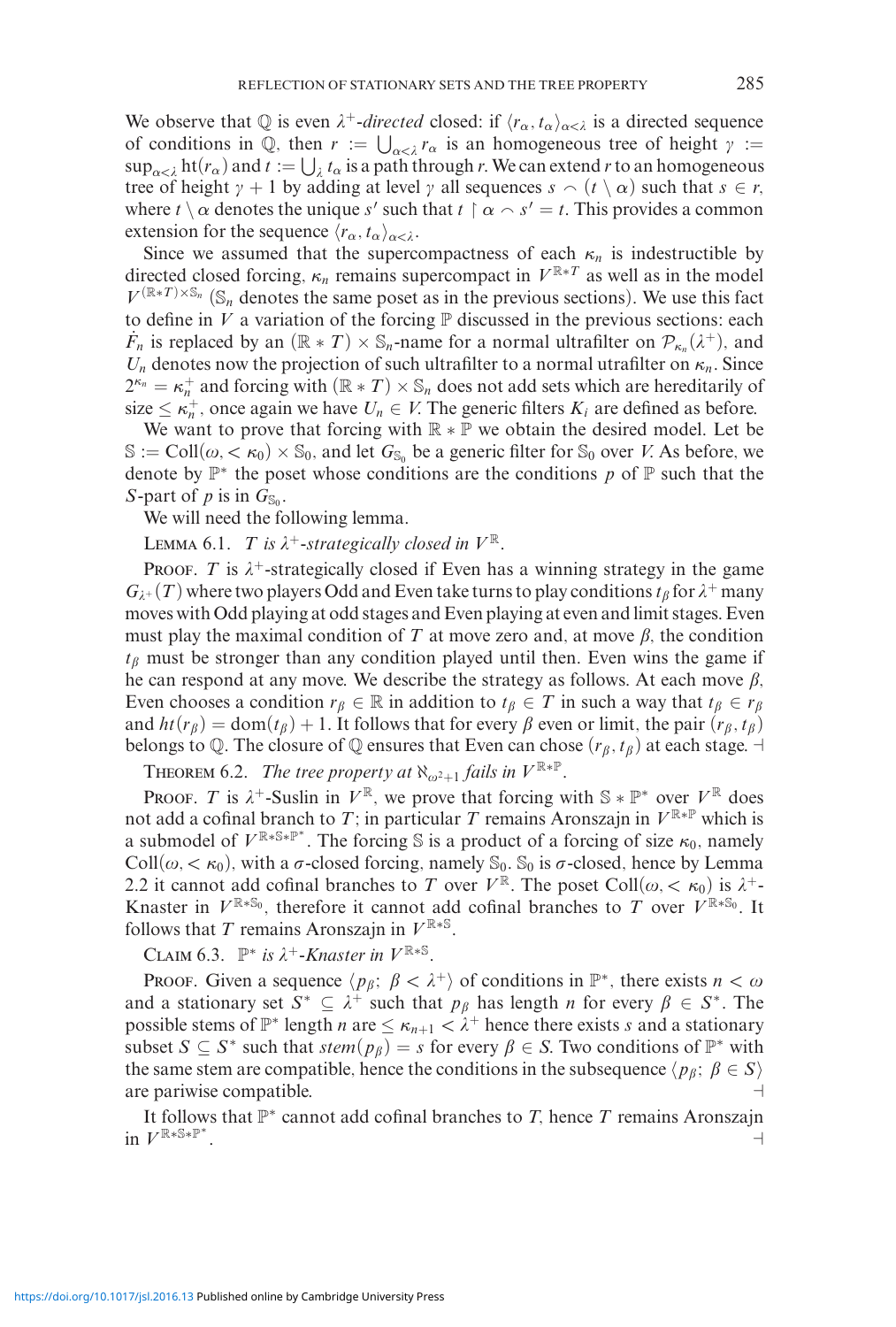We observe that $\mathbb{Q}$ is even $\lambda^+$-*directed* closed: if $\langle r_\alpha, t_\alpha \rangle_{\alpha<\lambda}$ is a directed sequence of conditions in $\mathbb{Q}$, then $r := \bigcup_{\alpha<\lambda} r_\alpha$ is an homogeneous tree of height $\gamma := \sup_{\alpha<\lambda} \mathrm{ht}(r_\alpha)$ and $t := \bigcup_\lambda t_\alpha$ is a path through $r$. We can extend $r$ to an homogeneous tree of height $\gamma + 1$ by adding at level $\gamma$ all sequences $s \frown (t \setminus \alpha)$ such that $s \in r$, where $t \setminus \alpha$ denotes the unique $s'$ such that $t \restriction \alpha \frown s' = t$. This provides a common extension for the sequence $\langle r_\alpha, t_\alpha \rangle_{\alpha<\lambda}$.

Since we assumed that the supercompactness of each $\kappa_n$ is indestructible by directed closed forcing, $\kappa_n$ remains supercompact in $V^{\mathbb{R}*T}$ as well as in the model $V^{(\mathbb{R}*T)\times\mathbb{S}_n}$ ($\mathbb{S}_n$ denotes the same poset as in the previous sections). We use this fact to define in $V$ a variation of the forcing $\mathbb{P}$ discussed in the previous sections: each $\dot{F}_n$ is replaced by an $(\mathbb{R} * T) \times \mathbb{S}_n$-name for a normal ultrafilter on $\mathcal{P}_{\kappa_n}(\lambda^+)$, and $U_n$ denotes now the projection of such ultrafilter to a normal utrafilter on $\kappa_n$. Since $2^{\kappa_n} = \kappa_n^+$ and forcing with $(\mathbb{R} * T) \times \mathbb{S}_n$ does not add sets which are hereditarily of size $\leq \kappa_n^+$, once again we have $U_n \in V$. The generic filters $K_i$ are defined as before.

We want to prove that forcing with $\mathbb{R} * \mathbb{P}$ we obtain the desired model. Let be $\mathbb{S} := \mathrm{Coll}(\omega, <\kappa_0) \times \mathbb{S}_0$, and let $G_{\mathbb{S}_0}$ be a generic filter for $\mathbb{S}_0$ over $V$. As before, we denote by $\mathbb{P}^*$ the poset whose conditions are the conditions $p$ of $\mathbb{P}$ such that the $S$-part of $p$ is in $G_{\mathbb{S}_0}$.

We will need the following lemma.

Lemma 6.1. *$T$ is $\lambda^+$-strategically closed in $V^{\mathbb{R}}$.*

Proof. $T$ is $\lambda^+$-strategically closed if Even has a winning strategy in the game $G_{\lambda^+}(T)$ where two players Odd and Even take turns to play conditions $t_\beta$ for $\lambda^+$ many moves with Odd playing at odd stages and Even playing at even and limit stages. Even must play the maximal condition of $T$ at move zero and, at move $\beta$, the condition $t_\beta$ must be stronger than any condition played until then. Even wins the game if he can respond at any move. We describe the strategy as follows. At each move $\beta$, Even chooses a condition $r_\beta \in \mathbb{R}$ in addition to $t_\beta \in T$ in such a way that $t_\beta \in r_\beta$ and $ht(r_\beta) = \mathrm{dom}(t_\beta) + 1$. It follows that for every $\beta$ even or limit, the pair $(r_\beta, t_\beta)$ belongs to $\mathbb{Q}$. The closure of $\mathbb{Q}$ ensures that Even can chose $(r_\beta, t_\beta)$ at each stage. ⊣

Theorem 6.2. *The tree property at $\aleph_{\omega^2+1}$ fails in $V^{\mathbb{R}*\mathbb{P}}$.*

Proof. $T$ is $\lambda^+$-Suslin in $V^{\mathbb{R}}$, we prove that forcing with $\mathbb{S} * \mathbb{P}^*$ over $V^{\mathbb{R}}$ does not add a cofinal branch to $T$; in particular $T$ remains Aronszajn in $V^{\mathbb{R}*\mathbb{P}}$ which is a submodel of $V^{\mathbb{R}*\mathbb{S}*\mathbb{P}^*}$. The forcing $\mathbb{S}$ is a product of a forcing of size $\kappa_0$, namely $\mathrm{Coll}(\omega, <\kappa_0)$, with a $\sigma$-closed forcing, namely $\mathbb{S}_0$. $\mathbb{S}_0$ is $\sigma$-closed, hence by Lemma 2.2 it cannot add cofinal branches to $T$ over $V^{\mathbb{R}}$. The poset $\mathrm{Coll}(\omega, <\kappa_0)$ is $\lambda^+$-Knaster in $V^{\mathbb{R}*\mathbb{S}_0}$, therefore it cannot add cofinal branches to $T$ over $V^{\mathbb{R}*\mathbb{S}_0}$. It follows that $T$ remains Aronszajn in $V^{\mathbb{R}*\mathbb{S}}$.

Claim 6.3. *$\mathbb{P}^*$ is $\lambda^+$-Knaster in $V^{\mathbb{R}*\mathbb{S}}$.*

Proof. Given a sequence $\langle p_\beta;\ \beta < \lambda^+ \rangle$ of conditions in $\mathbb{P}^*$, there exists $n < \omega$ and a stationary set $S^* \subseteq \lambda^+$ such that $p_\beta$ has length $n$ for every $\beta \in S^*$. The possible stems of $\mathbb{P}^*$ length $n$ are $\leq \kappa_{n+1} < \lambda^+$ hence there exists $s$ and a stationary subset $S \subseteq S^*$ such that $stem(p_\beta) = s$ for every $\beta \in S$. Two conditions of $\mathbb{P}^*$ with the same stem are compatible, hence the conditions in the subsequence $\langle p_\beta;\ \beta \in S \rangle$ are pariwise compatible. ⊣

It follows that $\mathbb{P}^*$ cannot add cofinal branches to $T$, hence $T$ remains Aronszajn in $V^{\mathbb{R}*\mathbb{S}*\mathbb{P}^*}$. ⊣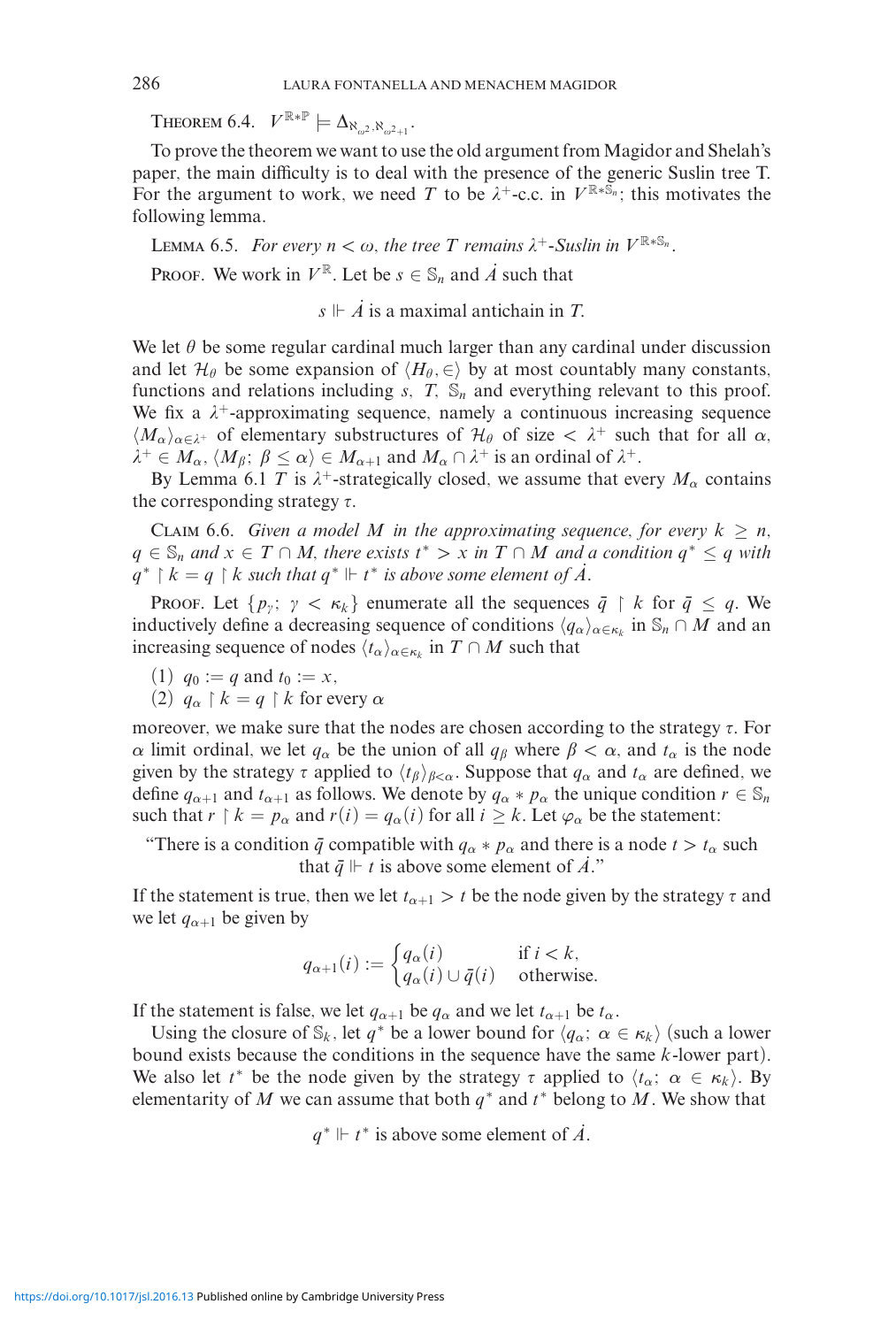**Theorem 6.4.** $V^{\mathbb{R}*\mathbb{P}} \models \Delta_{\aleph_{\omega^2},\aleph_{\omega^2+1}}$.

To prove the theorem we want to use the old argument from Magidor and Shelah's paper, the main difficulty is to deal with the presence of the generic Suslin tree T. For the argument to work, we need $T$ to be $\lambda^+$-c.c. in $V^{\mathbb{R}*\mathbb{S}_n}$; this motivates the following lemma.

**Lemma 6.5.** *For every $n < \omega$, the tree $T$ remains $\lambda^+$-Suslin in $V^{\mathbb{R}*\mathbb{S}_n}$.*

**Proof.** We work in $V^{\mathbb{R}}$. Let be $s \in \mathbb{S}_n$ and $\dot{A}$ such that

$$s \Vdash \dot{A} \text{ is a maximal antichain in } T.$$

We let $\theta$ be some regular cardinal much larger than any cardinal under discussion and let $\mathcal{H}_\theta$ be some expansion of $\langle H_\theta, \in\rangle$ by at most countably many constants, functions and relations including $s$, $T$, $\mathbb{S}_n$ and everything relevant to this proof. We fix a $\lambda^+$-approximating sequence, namely a continuous increasing sequence $\langle M_\alpha\rangle_{\alpha\in\lambda^+}$ of elementary substructures of $\mathcal{H}_\theta$ of size $< \lambda^+$ such that for all $\alpha$, $\lambda^+ \in M_\alpha$, $\langle M_\beta;\ \beta \leq \alpha\rangle \in M_{\alpha+1}$ and $M_\alpha \cap \lambda^+$ is an ordinal of $\lambda^+$.

By Lemma 6.1 $T$ is $\lambda^+$-strategically closed, we assume that every $M_\alpha$ contains the corresponding strategy $\tau$.

**Claim 6.6.** *Given a model $M$ in the approximating sequence, for every $k \geq n$, $q \in \mathbb{S}_n$ and $x \in T \cap M$, there exists $t^* > x$ in $T \cap M$ and a condition $q^* \leq q$ with $q^* \restriction k = q \restriction k$ such that $q^* \Vdash t^*$ is above some element of $\dot{A}$.*

**Proof.** Let $\{p_\gamma;\ \gamma < \kappa_k\}$ enumerate all the sequences $\bar{q} \restriction k$ for $\bar{q} \leq q$. We inductively define a decreasing sequence of conditions $\langle q_\alpha\rangle_{\alpha\in\kappa_k}$ in $\mathbb{S}_n \cap M$ and an increasing sequence of nodes $\langle t_\alpha\rangle_{\alpha\in\kappa_k}$ in $T \cap M$ such that

(1) $q_0 := q$ and $t_0 := x$,
(2) $q_\alpha \restriction k = q \restriction k$ for every $\alpha$

moreover, we make sure that the nodes are chosen according to the strategy $\tau$. For $\alpha$ limit ordinal, we let $q_\alpha$ be the union of all $q_\beta$ where $\beta < \alpha$, and $t_\alpha$ is the node given by the strategy $\tau$ applied to $\langle t_\beta\rangle_{\beta<\alpha}$. Suppose that $q_\alpha$ and $t_\alpha$ are defined, we define $q_{\alpha+1}$ and $t_{\alpha+1}$ as follows. We denote by $q_\alpha * p_\alpha$ the unique condition $r \in \mathbb{S}_n$ such that $r \restriction k = p_\alpha$ and $r(i) = q_\alpha(i)$ for all $i \geq k$. Let $\varphi_\alpha$ be the statement:

"There is a condition $\bar{q}$ compatible with $q_\alpha * p_\alpha$ and there is a node $t > t_\alpha$ such that $\bar{q} \Vdash t$ is above some element of $\dot{A}$."

If the statement is true, then we let $t_{\alpha+1} > t$ be the node given by the strategy $\tau$ and we let $q_{\alpha+1}$ be given by

$$q_{\alpha+1}(i) := \begin{cases} q_\alpha(i) & \text{if } i < k, \\ q_\alpha(i) \cup \bar{q}(i) & \text{otherwise.} \end{cases}$$

If the statement is false, we let $q_{\alpha+1}$ be $q_\alpha$ and we let $t_{\alpha+1}$ be $t_\alpha$.

Using the closure of $\mathbb{S}_k$, let $q^*$ be a lower bound for $\langle q_\alpha;\ \alpha \in \kappa_k\rangle$ (such a lower bound exists because the conditions in the sequence have the same $k$-lower part). We also let $t^*$ be the node given by the strategy $\tau$ applied to $\langle t_\alpha;\ \alpha \in \kappa_k\rangle$. By elementarity of $M$ we can assume that both $q^*$ and $t^*$ belong to $M$. We show that

$$q^* \Vdash t^* \text{ is above some element of } \dot{A}.$$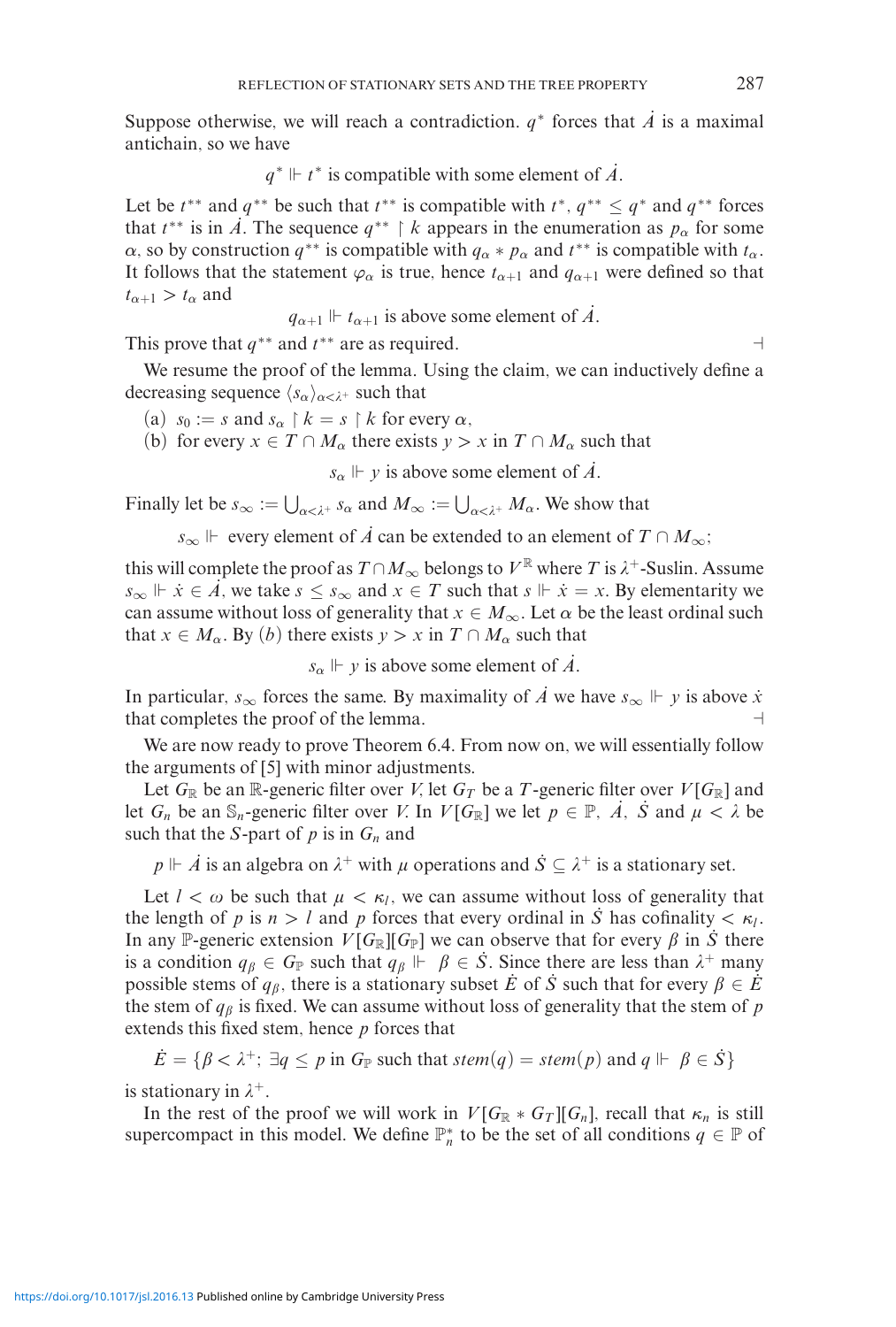Suppose otherwise, we will reach a contradiction. $q^*$ forces that $\dot{A}$ is a maximal antichain, so we have

$$q^* \Vdash t^* \text{ is compatible with some element of } \dot{A}.$$

Let be $t^{**}$ and $q^{**}$ be such that $t^{**}$ is compatible with $t^*$, $q^{**} \leq q^*$ and $q^{**}$ forces that $t^{**}$ is in $\dot{A}$. The sequence $q^{**} \upharpoonright k$ appears in the enumeration as $p_\alpha$ for some $\alpha$, so by construction $q^{**}$ is compatible with $q_\alpha * p_\alpha$ and $t^{**}$ is compatible with $t_\alpha$. It follows that the statement $\varphi_\alpha$ is true, hence $t_{\alpha+1}$ and $q_{\alpha+1}$ were defined so that $t_{\alpha+1} > t_\alpha$ and

$$q_{\alpha+1} \Vdash t_{\alpha+1} \text{ is above some element of } \dot{A}.$$

This prove that $q^{**}$ and $t^{**}$ are as required. ⊣

We resume the proof of the lemma. Using the claim, we can inductively define a decreasing sequence $\langle s_\alpha \rangle_{\alpha < \lambda^+}$ such that

(a) $s_0 := s$ and $s_\alpha \upharpoonright k = s \upharpoonright k$ for every $\alpha$,
(b) for every $x \in T \cap M_\alpha$ there exists $y > x$ in $T \cap M_\alpha$ such that

$$s_\alpha \Vdash y \text{ is above some element of } \dot{A}.$$

Finally let be $s_\infty := \bigcup_{\alpha < \lambda^+} s_\alpha$ and $M_\infty := \bigcup_{\alpha < \lambda^+} M_\alpha$. We show that

$$s_\infty \Vdash \text{ every element of } \dot{A} \text{ can be extended to an element of } T \cap M_\infty;$$

this will complete the proof as $T \cap M_\infty$ belongs to $V^{\mathbb{R}}$ where $T$ is $\lambda^+$-Suslin. Assume $s_\infty \Vdash \dot{x} \in \dot{A}$, we take $s \leq s_\infty$ and $x \in T$ such that $s \Vdash \dot{x} = x$. By elementarity we can assume without loss of generality that $x \in M_\infty$. Let $\alpha$ be the least ordinal such that $x \in M_\alpha$. By $(b)$ there exists $y > x$ in $T \cap M_\alpha$ such that

$$s_\alpha \Vdash y \text{ is above some element of } \dot{A}.$$

In particular, $s_\infty$ forces the same. By maximality of $\dot{A}$ we have $s_\infty \Vdash y$ is above $\dot{x}$ that completes the proof of the lemma. ⊣

We are now ready to prove Theorem 6.4. From now on, we will essentially follow the arguments of [5] with minor adjustments.

Let $G_{\mathbb{R}}$ be an $\mathbb{R}$-generic filter over $V$, let $G_T$ be a $T$-generic filter over $V[G_{\mathbb{R}}]$ and let $G_n$ be an $\mathbb{S}_n$-generic filter over $V$. In $V[G_{\mathbb{R}}]$ we let $p \in \mathbb{P}$, $\dot{A}$, $\dot{S}$ and $\mu < \lambda$ be such that the $S$-part of $p$ is in $G_n$ and

$$p \Vdash \dot{A} \text{ is an algebra on } \lambda^+ \text{ with } \mu \text{ operations and } \dot{S} \subseteq \lambda^+ \text{ is a stationary set.}$$

Let $l < \omega$ be such that $\mu < \kappa_l$, we can assume without loss of generality that the length of $p$ is $n > l$ and $p$ forces that every ordinal in $\dot{S}$ has cofinality $< \kappa_l$. In any $\mathbb{P}$-generic extension $V[G_{\mathbb{R}}][G_{\mathbb{P}}]$ we can observe that for every $\beta$ in $\dot{S}$ there is a condition $q_\beta \in G_{\mathbb{P}}$ such that $q_\beta \Vdash \beta \in \dot{S}$. Since there are less than $\lambda^+$ many possible stems of $q_\beta$, there is a stationary subset $\dot{E}$ of $\dot{S}$ such that for every $\beta \in \dot{E}$ the stem of $q_\beta$ is fixed. We can assume without loss of generality that the stem of $p$ extends this fixed stem, hence $p$ forces that

$$\dot{E} = \{\beta < \lambda^+;\ \exists q \leq p \text{ in } G_{\mathbb{P}} \text{ such that } \mathit{stem}(q) = \mathit{stem}(p) \text{ and } q \Vdash \beta \in \dot{S}\}$$

is stationary in $\lambda^+$.

In the rest of the proof we will work in $V[G_{\mathbb{R}} * G_T][G_n]$, recall that $\kappa_n$ is still supercompact in this model. We define $\mathbb{P}_n^*$ to be the set of all conditions $q \in \mathbb{P}$ of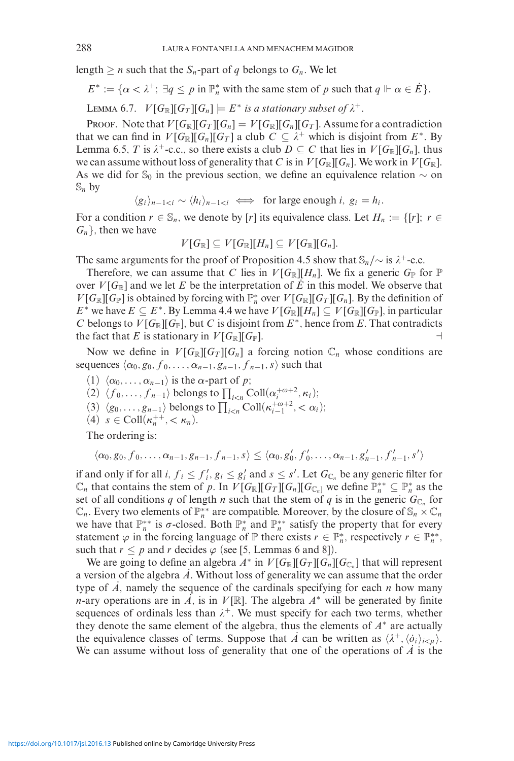length $\geq n$ such that the $\mathbb{S}_n$-part of $q$ belongs to $G_n$. We let

$$E^* := \{\alpha < \lambda^+;\ \exists q \leq p \text{ in } \mathbb{P}_n^* \text{ with the same stem of } p \text{ such that } q \Vdash \alpha \in \dot{E}\}.$$

LEMMA 6.7. *$V[G_{\mathbb{R}}][G_T][G_n] \models E^*$ is a stationary subset of $\lambda^+$.*

PROOF. Note that $V[G_{\mathbb{R}}][G_T][G_n] = V[G_{\mathbb{R}}][G_n][G_T]$. Assume for a contradiction that we can find in $V[G_{\mathbb{R}}][G_n][G_T]$ a club $C \subseteq \lambda^+$ which is disjoint from $E^*$. By Lemma 6.5, $T$ is $\lambda^+$-c.c., so there exists a club $D \subseteq C$ that lies in $V[G_{\mathbb{R}}][G_n]$, thus we can assume without loss of generality that $C$ is in $V[G_{\mathbb{R}}][G_n]$. We work in $V[G_{\mathbb{R}}]$. As we did for $\mathbb{S}_0$ in the previous section, we define an equivalence relation $\sim$ on $\mathbb{S}_n$ by

$$\langle g_i \rangle_{n-1<i} \sim \langle h_i \rangle_{n-1<i} \iff \text{ for large enough } i,\ g_i = h_i.$$

For a condition $r \in \mathbb{S}_n$, we denote by $[r]$ its equivalence class. Let $H_n := \{[r];\ r \in G_n\}$, then we have

$$V[G_{\mathbb{R}}] \subseteq V[G_{\mathbb{R}}][H_n] \subseteq V[G_{\mathbb{R}}][G_n].$$

The same arguments for the proof of Proposition 4.5 show that $\mathbb{S}_n/\!\sim$ is $\lambda^+$-c.c.

Therefore, we can assume that $C$ lies in $V[G_{\mathbb{R}}][H_n]$. We fix a generic $G_{\mathbb{P}}$ for $\mathbb{P}$ over $V[G_{\mathbb{R}}]$ and we let $E$ be the interpretation of $\dot{E}$ in this model. We observe that $V[G_{\mathbb{R}}][G_{\mathbb{P}}]$ is obtained by forcing with $\mathbb{P}_n^*$ over $V[G_{\mathbb{R}}][G_T][G_n]$. By the definition of $E^*$ we have $E \subseteq E^*$. By Lemma 4.4 we have $V[G_{\mathbb{R}}][H_n] \subseteq V[G_{\mathbb{R}}][G_{\mathbb{P}}]$, in particular $C$ belongs to $V[G_{\mathbb{R}}][G_{\mathbb{P}}]$, but $C$ is disjoint from $E^*$, hence from $E$. That contradicts the fact that $E$ is stationary in $V[G_{\mathbb{R}}][G_{\mathbb{P}}]$. ⊣

Now we define in $V[G_{\mathbb{R}}][G_T][G_n]$ a forcing notion $\mathbb{C}_n$ whose conditions are sequences $\langle \alpha_0, g_0, f_0, \dots, \alpha_{n-1}, g_{n-1}, f_{n-1}, s \rangle$ such that

(1) $\langle \alpha_0, \dots, \alpha_{n-1} \rangle$ is the $\alpha$-part of $p$;
(2) $\langle f_0, \dots, f_{n-1} \rangle$ belongs to $\prod_{i<n} \mathrm{Coll}(\alpha_i^{+\omega+2}, \kappa_i)$;
(3) $\langle g_0, \dots, g_{n-1} \rangle$ belongs to $\prod_{i<n} \mathrm{Coll}(\kappa_{i-1}^{+\omega+2}, <\alpha_i)$;
(4) $s \in \mathrm{Coll}(\kappa_n^{++}, <\kappa_n)$.

The ordering is:

$$\langle \alpha_0, g_0, f_0, \dots, \alpha_{n-1}, g_{n-1}, f_{n-1}, s \rangle \leq \langle \alpha_0, g_0', f_0', \dots, \alpha_{n-1}, g_{n-1}', f_{n-1}', s' \rangle$$

if and only if for all $i$, $f_i \leq f_i'$, $g_i \leq g_i'$ and $s \leq s'$. Let $G_{\mathbb{C}_n}$ be any generic filter for $\mathbb{C}_n$ that contains the stem of $p$. In $V[G_{\mathbb{R}}][G_T][G_n][G_{\mathbb{C}_n}]$ we define $\mathbb{P}_n^{**} \subseteq \mathbb{P}_n^*$ as the set of all conditions $q$ of length $n$ such that the stem of $q$ is in the generic $G_{\mathbb{C}_n}$ for $\mathbb{C}_n$. Every two elements of $\mathbb{P}_n^{**}$ are compatible. Moreover, by the closure of $\mathbb{S}_n \times \mathbb{C}_n$ we have that $\mathbb{P}_n^{**}$ is $\sigma$-closed. Both $\mathbb{P}_n^*$ and $\mathbb{P}_n^{**}$ satisfy the property that for every statement $\varphi$ in the forcing language of $\mathbb{P}$ there exists $r \in \mathbb{P}_n^*$, respectively $r \in \mathbb{P}_n^{**}$, such that $r \leq p$ and $r$ decides $\varphi$ (see [5, Lemmas 6 and 8]).

We are going to define an algebra $A^*$ in $V[G_{\mathbb{R}}][G_T][G_n][G_{\mathbb{C}_n}]$ that will represent a version of the algebra $\dot{A}$. Without loss of generality we can assume that the order type of $\dot{A}$, namely the sequence of the cardinals specifying for each $n$ how many $n$-ary operations are in $\dot{A}$, is in $V[\mathbb{R}]$. The algebra $A^*$ will be generated by finite sequences of ordinals less than $\lambda^+$. We must specify for each two terms, whether they denote the same element of the algebra, thus the elements of $A^*$ are actually the equivalence classes of terms. Suppose that $\dot{A}$ can be written as $\langle \lambda^+, \langle \dot{o}_i \rangle_{i<\mu} \rangle$. We can assume without loss of generality that one of the operations of $\dot{A}$ is the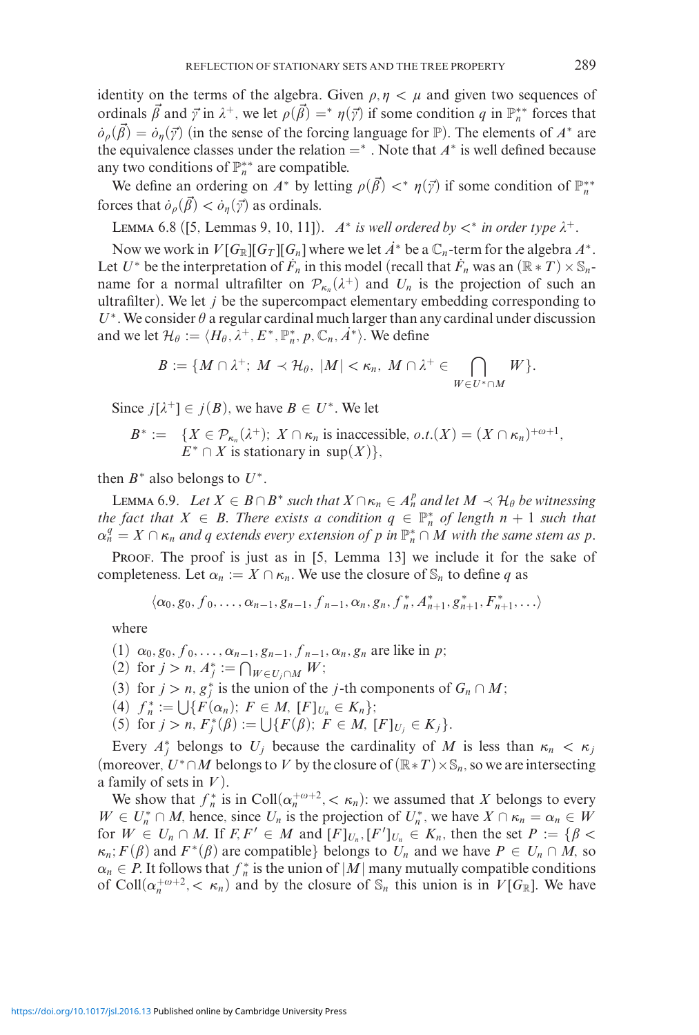identity on the terms of the algebra. Given $\rho, \eta < \mu$ and given two sequences of ordinals $\vec{\beta}$ and $\vec{\gamma}$ in $\lambda^+$, we let $\rho(\vec{\beta}) =^* \eta(\vec{\gamma})$ if some condition $q$ in $\mathbb{P}_n^{**}$ forces that $\dot{o}_\rho(\vec{\beta}) = \dot{o}_\eta(\vec{\gamma})$ (in the sense of the forcing language for $\mathbb{P}$). The elements of $A^*$ are the equivalence classes under the relation $=^*$. Note that $A^*$ is well defined because any two conditions of $\mathbb{P}_n^{**}$ are compatible.

We define an ordering on $A^*$ by letting $\rho(\vec{\beta}) <^* \eta(\vec{\gamma})$ if some condition of $\mathbb{P}_n^{**}$ forces that $\dot{o}_\rho(\vec{\beta}) < \dot{o}_\eta(\vec{\gamma})$ as ordinals.

Lemma 6.8 ([5, Lemmas 9, 10, 11]). *$A^*$ is well ordered by $<^*$ in order type $\lambda^+$.*

Now we work in $V[G_{\mathbb{R}}][G_T][G_n]$ where we let $\dot{A}^*$ be a $\mathbb{C}_n$-term for the algebra $A^*$. Let $U^*$ be the interpretation of $\dot{F}_n$ in this model (recall that $\dot{F}_n$ was an $(\mathbb{R} * T) \times \mathbb{S}_n$-name for a normal ultrafilter on $\mathcal{P}_{\kappa_n}(\lambda^+)$ and $U_n$ is the projection of such an ultrafilter). We let $j$ be the supercompact elementary embedding corresponding to $U^*$. We consider $\theta$ a regular cardinal much larger than any cardinal under discussion and we let $\mathcal{H}_\theta := \langle H_\theta, \lambda^+, E^*, \mathbb{P}_n^*, p, \mathbb{C}_n, \dot{A}^* \rangle$. We define

$$B := \{M \cap \lambda^+;\ M \prec \mathcal{H}_\theta,\ |M| < \kappa_n,\ M \cap \lambda^+ \in \bigcap_{W \in U^* \cap M} W\}.$$

Since $j[\lambda^+] \in j(B)$, we have $B \in U^*$. We let

$$B^* := \{X \in \mathcal{P}_{\kappa_n}(\lambda^+);\ X \cap \kappa_n \text{ is inaccessible},\ o.t.(X) = (X \cap \kappa_n)^{+\omega+1},\ E^* \cap X \text{ is stationary in } \sup(X)\},$$

then $B^*$ also belongs to $U^*$.

Lemma 6.9. *Let $X \in B \cap B^*$ such that $X \cap \kappa_n \in A_n^p$ and let $M \prec \mathcal{H}_\theta$ be witnessing the fact that $X \in B$. There exists a condition $q \in \mathbb{P}_n^*$ of length $n+1$ such that $\alpha_n^q = X \cap \kappa_n$ and $q$ extends every extension of $p$ in $\mathbb{P}_n^* \cap M$ with the same stem as $p$.*

Proof. The proof is just as in [5, Lemma 13] we include it for the sake of completeness. Let $\alpha_n := X \cap \kappa_n$. We use the closure of $\mathbb{S}_n$ to define $q$ as

$$\langle \alpha_0, g_0, f_0, \ldots, \alpha_{n-1}, g_{n-1}, f_{n-1}, \alpha_n, g_n, f_n^*, A_{n+1}^*, g_{n+1}^*, F_{n+1}^*, \ldots \rangle$$

where

(1) $\alpha_0, g_0, f_0, \ldots, \alpha_{n-1}, g_{n-1}, f_{n-1}, \alpha_n, g_n$ are like in $p$;
(2) for $j > n$, $A_j^* := \bigcap_{W \in U_j \cap M} W$;
(3) for $j > n$, $g_j^*$ is the union of the $j$-th components of $G_n \cap M$;
(4) $f_n^* := \bigcup \{F(\alpha_n);\ F \in M,\ [F]_{U_n} \in K_n\}$;
(5) for $j > n$, $F_j^*(\beta) := \bigcup \{F(\beta);\ F \in M,\ [F]_{U_j} \in K_j\}$.

Every $A_j^*$ belongs to $U_j$ because the cardinality of $M$ is less than $\kappa_n < \kappa_j$ (moreover, $U^* \cap M$ belongs to $V$ by the closure of $(\mathbb{R} * T) \times \mathbb{S}_n$, so we are intersecting a family of sets in $V$).

We show that $f_n^*$ is in $\mathrm{Coll}(\alpha_n^{+\omega+2}, < \kappa_n)$: we assumed that $X$ belongs to every $W \in U_n^* \cap M$, hence, since $U_n$ is the projection of $U_n^*$, we have $X \cap \kappa_n = \alpha_n \in W$ for $W \in U_n \cap M$. If $F, F' \in M$ and $[F]_{U_n}, [F']_{U_n} \in K_n$, then the set $P := \{\beta < \kappa_n; F(\beta) \text{ and } F^*(\beta) \text{ are compatible}\}$ belongs to $U_n$ and we have $P \in U_n \cap M$, so $\alpha_n \in P$. It follows that $f_n^*$ is the union of $|M|$ many mutually compatible conditions of $\mathrm{Coll}(\alpha_n^{+\omega+2}, < \kappa_n)$ and by the closure of $\mathbb{S}_n$ this union is in $V[G_{\mathbb{R}}]$. We have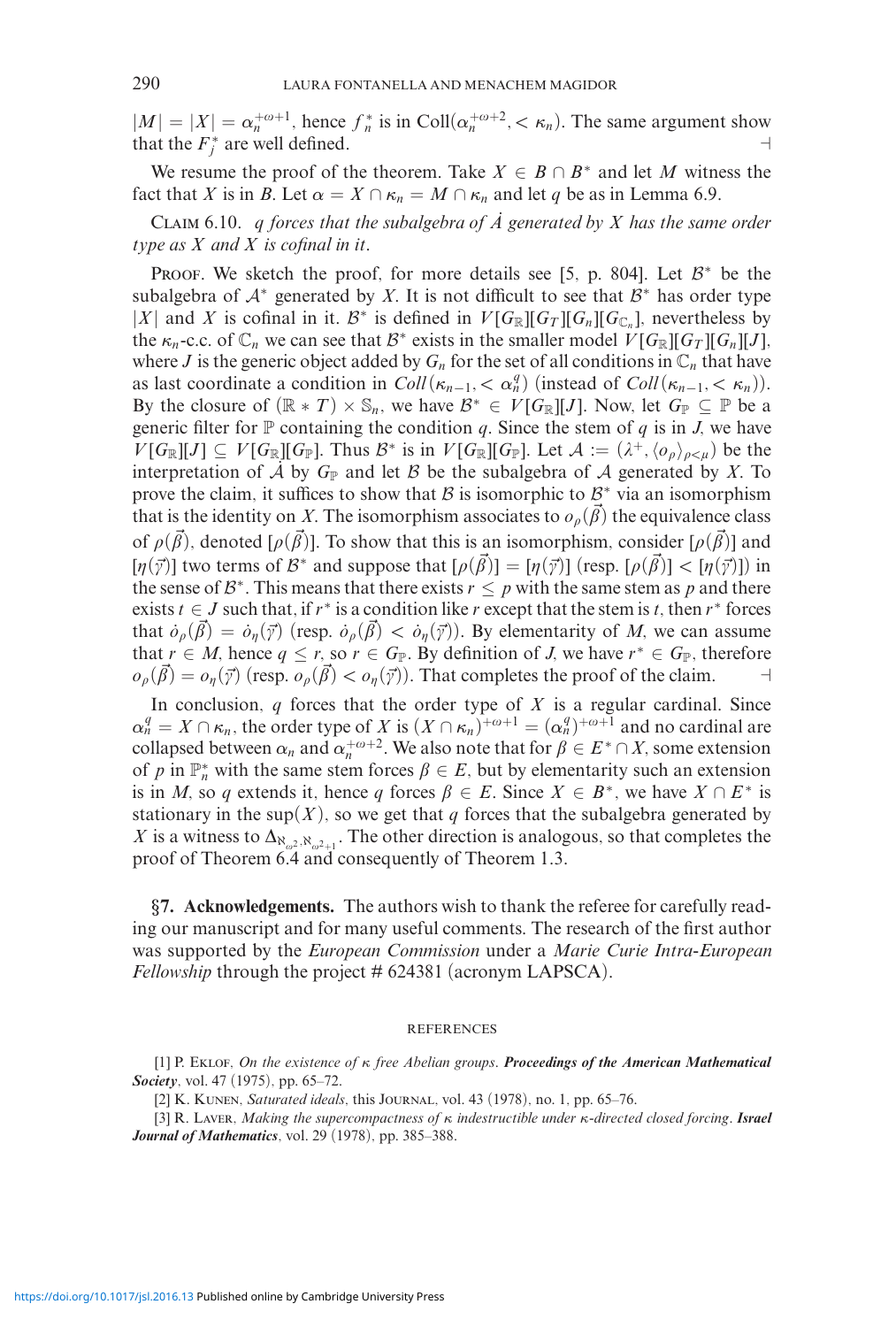$|M| = |X| = \alpha_n^{+\omega+1}$, hence $f_n^*$ is in $\mathrm{Coll}(\alpha_n^{+\omega+2}, < \kappa_n)$. The same argument show that the $F_j^*$ are well defined. ⊣

We resume the proof of the theorem. Take $X \in B \cap B^*$ and let $M$ witness the fact that $X$ is in $B$. Let $\alpha = X \cap \kappa_n = M \cap \kappa_n$ and let $q$ be as in Lemma 6.9.

Claim 6.10. *$q$ forces that the subalgebra of $\dot{A}$ generated by $X$ has the same order type as $X$ and $X$ is cofinal in it.*

Proof. We sketch the proof, for more details see [5, p. 804]. Let $\mathcal{B}^*$ be the subalgebra of $\mathcal{A}^*$ generated by $X$. It is not difficult to see that $\mathcal{B}^*$ has order type $|X|$ and $X$ is cofinal in it. $\mathcal{B}^*$ is defined in $V[G_{\mathbb{R}}][G_T][G_n][G_{\mathbb{C}_n}]$, nevertheless by the $\kappa_n$-c.c. of $\mathbb{C}_n$ we can see that $\mathcal{B}^*$ exists in the smaller model $V[G_{\mathbb{R}}][G_T][G_n][J]$, where $J$ is the generic object added by $G_n$ for the set of all conditions in $\mathbb{C}_n$ that have as last coordinate a condition in $Coll(\kappa_{n-1}, < \alpha_n^q)$ (instead of $Coll(\kappa_{n-1}, < \kappa_n)$). By the closure of $(\mathbb{R} * T) \times \mathbb{S}_n$, we have $\mathcal{B}^* \in V[G_{\mathbb{R}}][J]$. Now, let $G_{\mathbb{P}} \subseteq \mathbb{P}$ be a generic filter for $\mathbb{P}$ containing the condition $q$. Since the stem of $q$ is in $J$, we have $V[G_{\mathbb{R}}][J] \subseteq V[G_{\mathbb{R}}][G_{\mathbb{P}}]$. Thus $\mathcal{B}^*$ is in $V[G_{\mathbb{R}}][G_{\mathbb{P}}]$. Let $\mathcal{A} := (\lambda^+, \langle o_\rho \rangle_{\rho<\mu})$ be the interpretation of $\dot{\mathcal{A}}$ by $G_{\mathbb{P}}$ and let $\mathcal{B}$ be the subalgebra of $\mathcal{A}$ generated by $X$. To prove the claim, it suffices to show that $\mathcal{B}$ is isomorphic to $\mathcal{B}^*$ via an isomorphism that is the identity on $X$. The isomorphism associates to $o_\rho(\vec{\beta})$ the equivalence class of $\rho(\vec{\beta})$, denoted $[\rho(\vec{\beta})]$. To show that this is an isomorphism, consider $[\rho(\vec{\beta})]$ and $[\eta(\vec{\gamma})]$ two terms of $\mathcal{B}^*$ and suppose that $[\rho(\vec{\beta})] = [\eta(\vec{\gamma})]$ (resp. $[\rho(\vec{\beta})] < [\eta(\vec{\gamma})]$) in the sense of $\mathcal{B}^*$. This means that there exists $r \leq p$ with the same stem as $p$ and there exists $t \in J$ such that, if $r^*$ is a condition like $r$ except that the stem is $t$, then $r^*$ forces that $\dot{o}_\rho(\vec{\beta}) = \dot{o}_\eta(\vec{\gamma})$ (resp. $\dot{o}_\rho(\vec{\beta}) < \dot{o}_\eta(\vec{\gamma})$). By elementarity of $M$, we can assume that $r \in M$, hence $q \leq r$, so $r \in G_{\mathbb{P}}$. By definition of $J$, we have $r^* \in G_{\mathbb{P}}$, therefore $o_\rho(\vec{\beta}) = o_\eta(\vec{\gamma})$ (resp. $o_\rho(\vec{\beta}) < o_\eta(\vec{\gamma})$). That completes the proof of the claim. ⊣

In conclusion, $q$ forces that the order type of $X$ is a regular cardinal. Since $\alpha_n^q = X \cap \kappa_n$, the order type of $X$ is $(X \cap \kappa_n)^{+\omega+1} = (\alpha_n^q)^{+\omega+1}$ and no cardinal are collapsed between $\alpha_n$ and $\alpha_n^{+\omega+2}$. We also note that for $\beta \in E^* \cap X$, some extension of $p$ in $\mathbb{P}_n^*$ with the same stem forces $\beta \in E$, but by elementarity such an extension is in $M$, so $q$ extends it, hence $q$ forces $\beta \in E$. Since $X \in B^*$, we have $X \cap E^*$ is stationary in the $\sup(X)$, so we get that $q$ forces that the subalgebra generated by $X$ is a witness to $\Delta_{\aleph_{\omega^2}, \aleph_{\omega^2+1}}$. The other direction is analogous, so that completes the proof of Theorem 6.4 and consequently of Theorem 1.3.

## §7. Acknowledgements.

The authors wish to thank the referee for carefully reading our manuscript and for many useful comments. The research of the first author was supported by the *European Commission* under a *Marie Curie Intra-European Fellowship* through the project # 624381 (acronym LAPSCA).

## REFERENCES

[1] P. Eklof, *On the existence of κ free Abelian groups*. ***Proceedings of the American Mathematical Society***, vol. 47 (1975), pp. 65–72.

[2] K. Kunen, *Saturated ideals*, this Journal, vol. 43 (1978), no. 1, pp. 65–76.

[3] R. Laver, *Making the supercompactness of κ indestructible under κ-directed closed forcing*. ***Israel Journal of Mathematics***, vol. 29 (1978), pp. 385–388.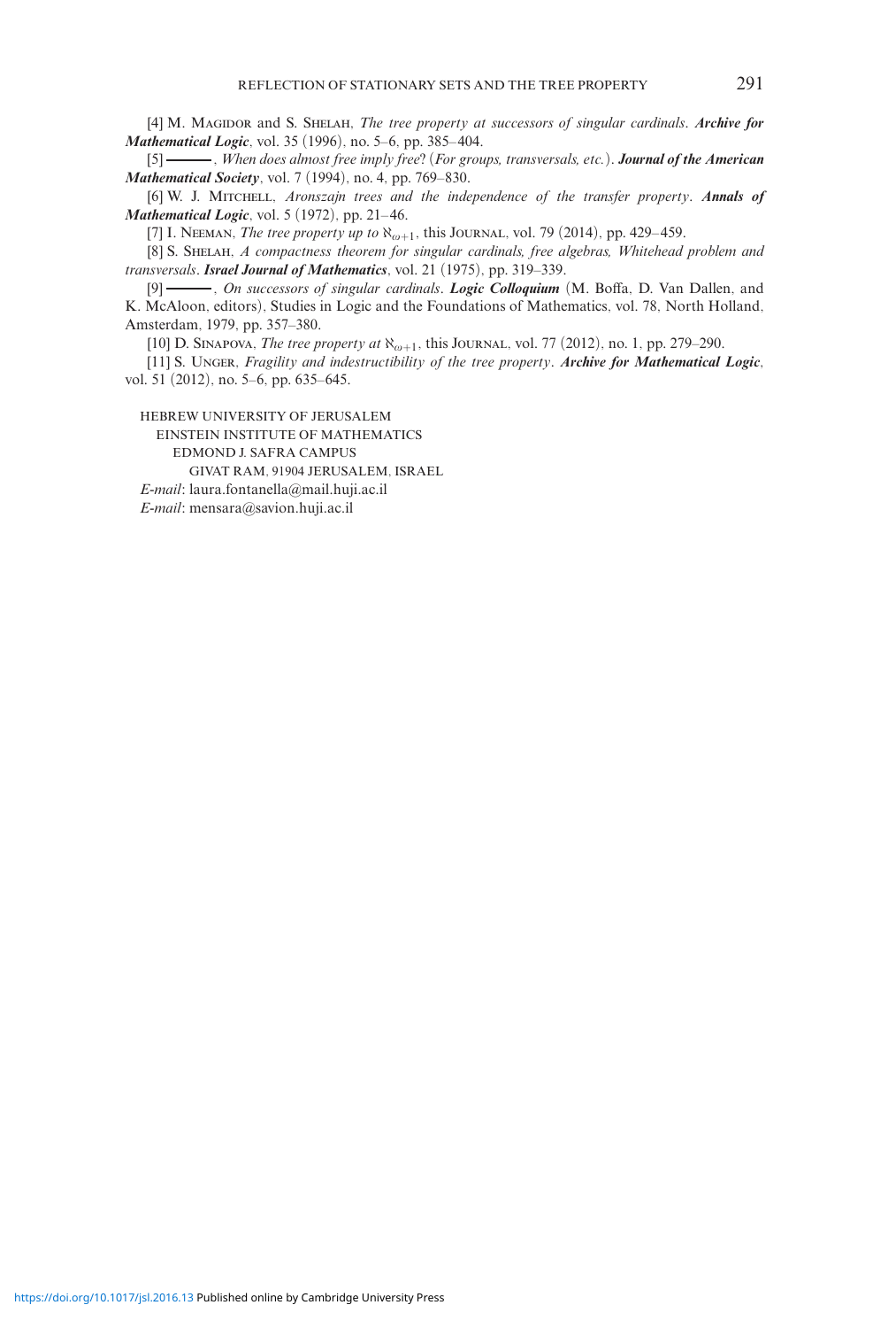[4] M. Magidor and S. Shelah, *The tree property at successors of singular cardinals*. ***Archive for Mathematical Logic***, vol. 35 (1996), no. 5–6, pp. 385–404.

[5] ———, *When does almost free imply free*? (*For groups, transversals, etc.*). ***Journal of the American Mathematical Society***, vol. 7 (1994), no. 4, pp. 769–830.

[6] W. J. Mitchell, *Aronszajn trees and the independence of the transfer property*. ***Annals of Mathematical Logic***, vol. 5 (1972), pp. 21–46.

[7] I. Neeman, *The tree property up to* $\aleph_{\omega+1}$, this Journal, vol. 79 (2014), pp. 429–459.

[8] S. Shelah, *A compactness theorem for singular cardinals, free algebras, Whitehead problem and transversals*. ***Israel Journal of Mathematics***, vol. 21 (1975), pp. 319–339.

[9] ———, *On successors of singular cardinals*. ***Logic Colloquium*** (M. Boffa, D. Van Dallen, and K. McAloon, editors), Studies in Logic and the Foundations of Mathematics, vol. 78, North Holland, Amsterdam, 1979, pp. 357–380.

[10] D. Sinapova, *The tree property at* $\aleph_{\omega+1}$, this Journal, vol. 77 (2012), no. 1, pp. 279–290.

[11] S. Unger, *Fragility and indestructibility of the tree property*. ***Archive for Mathematical Logic***, vol. 51 (2012), no. 5–6, pp. 635–645.

HEBREW UNIVERSITY OF JERUSALEM
EINSTEIN INSTITUTE OF MATHEMATICS
EDMOND J. SAFRA CAMPUS
GIVAT RAM, 91904 JERUSALEM, ISRAEL

*E-mail*: laura.fontanella@mail.huji.ac.il

*E-mail*: mensara@savion.huji.ac.il